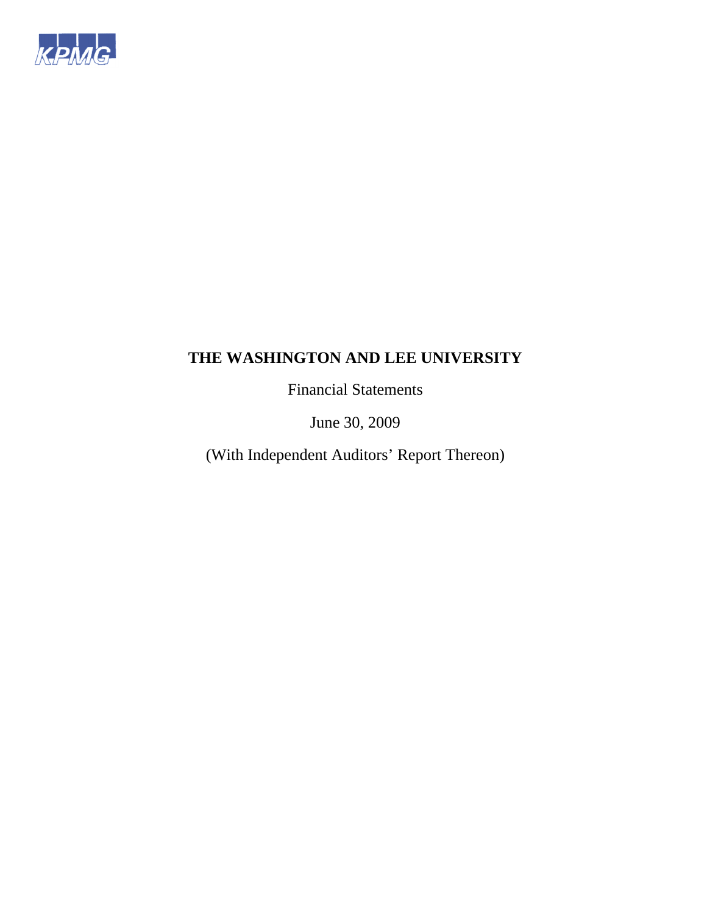KPMG

# THE WASHINGTON AND LEE UNIVERSITY

Financial Statements

June 30, 2009

(With Independent Auditors' Report Thereon)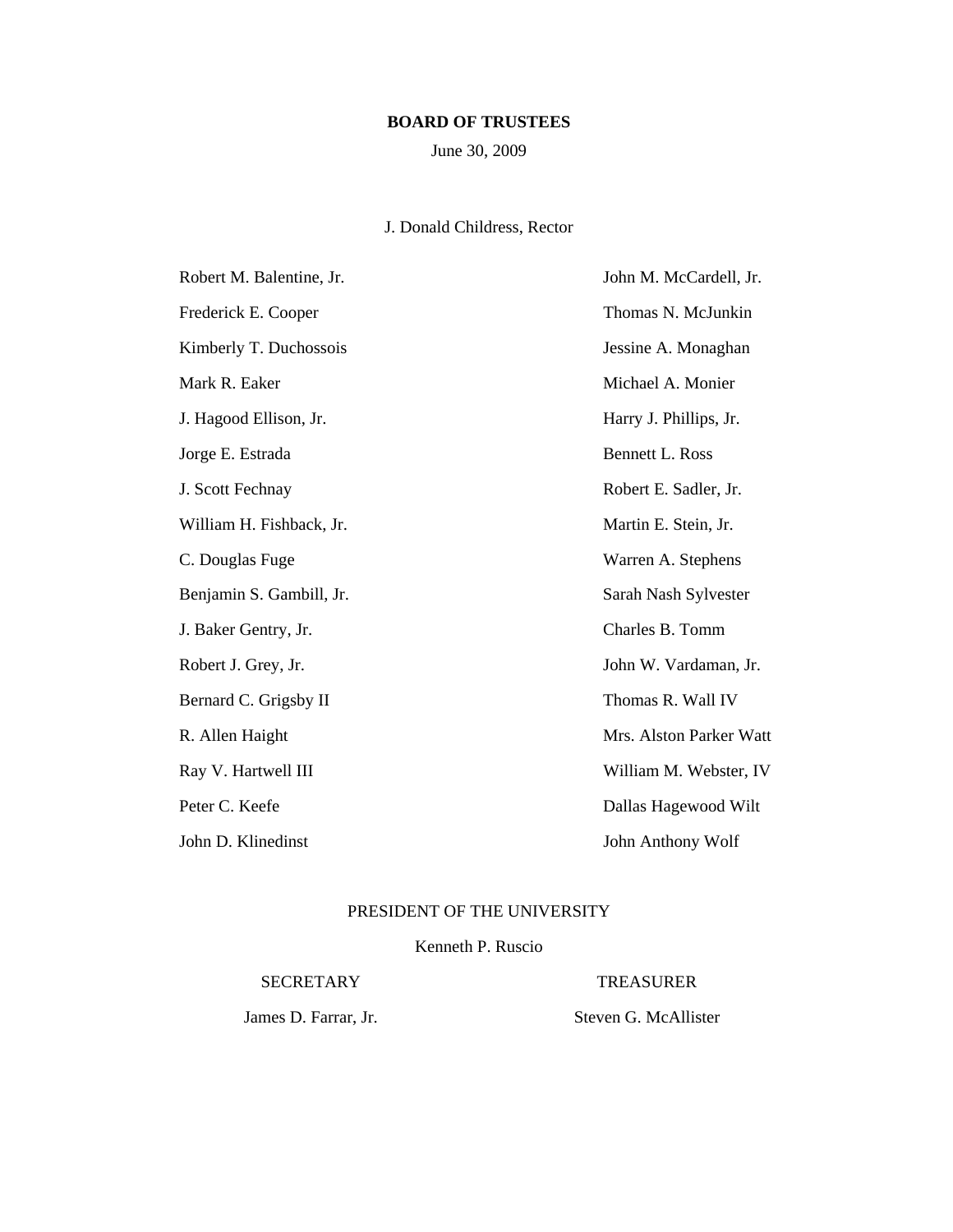# BOARD OF TRUSTEES

June 30, 2009

J. Donald Childress, Rector

Robert M. Balentine, Jr.

Frederick E. Cooper

Kimberly T. Duchossois

Mark R. Eaker

J. Hagood Ellison, Jr.

Jorge E. Estrada

J. Scott Fechnay

William H. Fishback, Jr.

C. Douglas Fuge

Benjamin S. Gambill, Jr.

J. Baker Gentry, Jr.

Robert J. Grey, Jr.

Bernard C. Grigsby II

R. Allen Haight

Ray V. Hartwell III

Peter C. Keefe

John D. Klinedinst

John M. McCardell, Jr.

Thomas N. McJunkin

Jessine A. Monaghan

Michael A. Monier

Harry J. Phillips, Jr.

Bennett L. Ross

Robert E. Sadler, Jr.

Martin E. Stein, Jr.

Warren A. Stephens

Sarah Nash Sylvester

Charles B. Tomm

John W. Vardaman, Jr.

Thomas R. Wall IV

Mrs. Alston Parker Watt

William M. Webster, IV

Dallas Hagewood Wilt

John Anthony Wolf

PRESIDENT OF THE UNIVERSITY

Kenneth P. Ruscio

SECRETARY

James D. Farrar, Jr.

TREASURER

Steven G. McAllister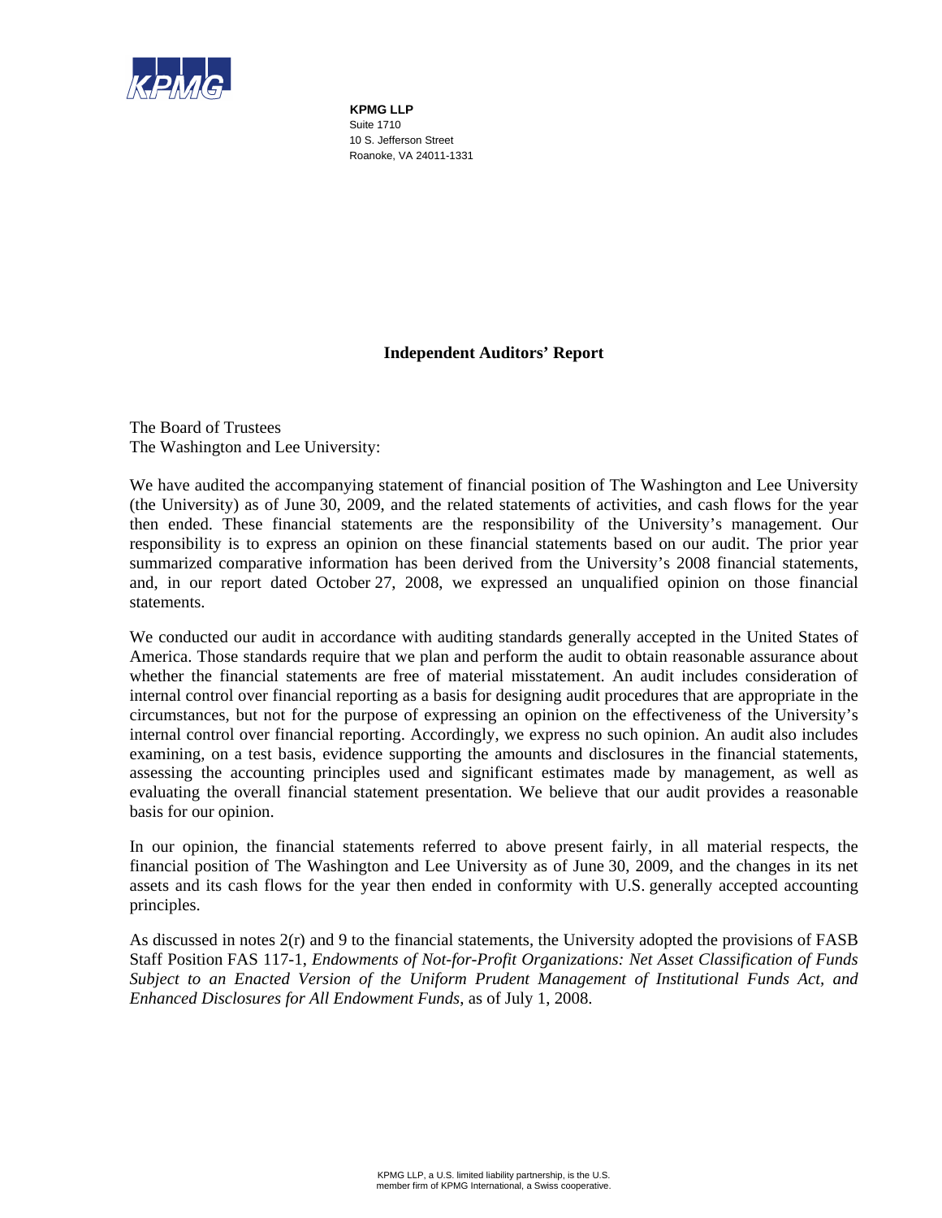**KPMG LLP**
Suite 1710
10 S. Jefferson Street
Roanoke, VA 24011-1331

## Independent Auditors' Report

The Board of Trustees
The Washington and Lee University:

We have audited the accompanying statement of financial position of The Washington and Lee University (the University) as of June 30, 2009, and the related statements of activities, and cash flows for the year then ended. These financial statements are the responsibility of the University's management. Our responsibility is to express an opinion on these financial statements based on our audit. The prior year summarized comparative information has been derived from the University's 2008 financial statements, and, in our report dated October 27, 2008, we expressed an unqualified opinion on those financial statements.

We conducted our audit in accordance with auditing standards generally accepted in the United States of America. Those standards require that we plan and perform the audit to obtain reasonable assurance about whether the financial statements are free of material misstatement. An audit includes consideration of internal control over financial reporting as a basis for designing audit procedures that are appropriate in the circumstances, but not for the purpose of expressing an opinion on the effectiveness of the University's internal control over financial reporting. Accordingly, we express no such opinion. An audit also includes examining, on a test basis, evidence supporting the amounts and disclosures in the financial statements, assessing the accounting principles used and significant estimates made by management, as well as evaluating the overall financial statement presentation. We believe that our audit provides a reasonable basis for our opinion.

In our opinion, the financial statements referred to above present fairly, in all material respects, the financial position of The Washington and Lee University as of June 30, 2009, and the changes in its net assets and its cash flows for the year then ended in conformity with U.S. generally accepted accounting principles.

As discussed in notes 2(r) and 9 to the financial statements, the University adopted the provisions of FASB Staff Position FAS 117-1, *Endowments of Not-for-Profit Organizations: Net Asset Classification of Funds Subject to an Enacted Version of the Uniform Prudent Management of Institutional Funds Act, and Enhanced Disclosures for All Endowment Funds*, as of July 1, 2008.

KPMG LLP, a U.S. limited liability partnership, is the U.S. member firm of KPMG International, a Swiss cooperative.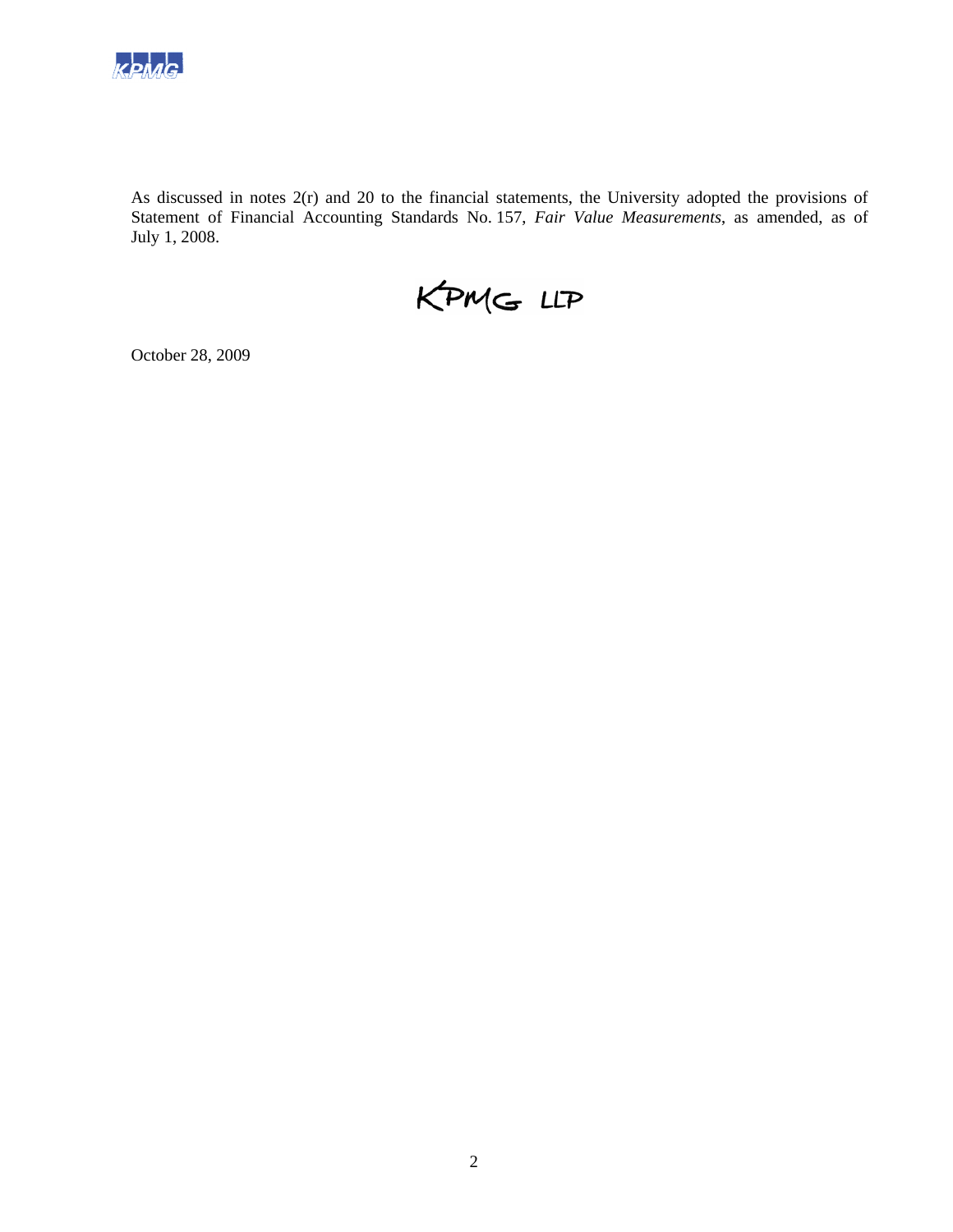As discussed in notes 2(r) and 20 to the financial statements, the University adopted the provisions of Statement of Financial Accounting Standards No. 157, *Fair Value Measurements*, as amended, as of July 1, 2008.

KPMG LLP

October 28, 2009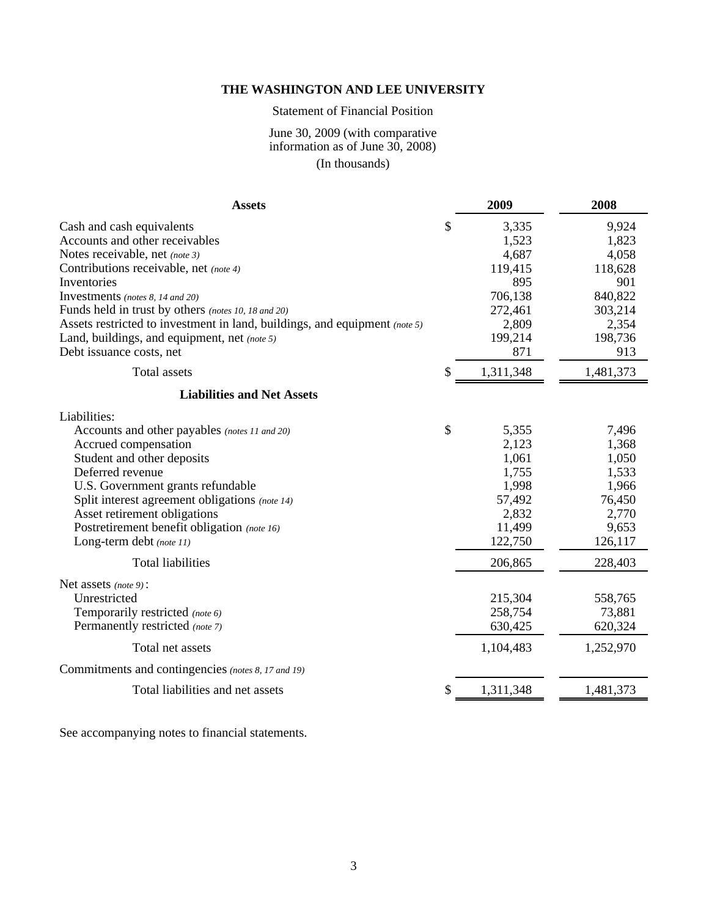# THE WASHINGTON AND LEE UNIVERSITY

Statement of Financial Position

June 30, 2009 (with comparative information as of June 30, 2008)

(In thousands)

| **Assets** | | **2009** | **2008** |
|---|---|---|---|
| Cash and cash equivalents | $ | 3,335 | 9,924 |
| Accounts and other receivables | | 1,523 | 1,823 |
| Notes receivable, net *(note 3)* | | 4,687 | 4,058 |
| Contributions receivable, net *(note 4)* | | 119,415 | 118,628 |
| Inventories | | 895 | 901 |
| Investments *(notes 8, 14 and 20)* | | 706,138 | 840,822 |
| Funds held in trust by others *(notes 10, 18 and 20)* | | 272,461 | 303,214 |
| Assets restricted to investment in land, buildings, and equipment *(note 5)* | | 2,809 | 2,354 |
| Land, buildings, and equipment, net *(note 5)* | | 199,214 | 198,736 |
| Debt issuance costs, net | | 871 | 913 |
| Total assets | $ | 1,311,348 | 1,481,373 |
| **Liabilities and Net Assets** | | | |
| Liabilities: | | | |
| Accounts and other payables *(notes 11 and 20)* | $ | 5,355 | 7,496 |
| Accrued compensation | | 2,123 | 1,368 |
| Student and other deposits | | 1,061 | 1,050 |
| Deferred revenue | | 1,755 | 1,533 |
| U.S. Government grants refundable | | 1,998 | 1,966 |
| Split interest agreement obligations *(note 14)* | | 57,492 | 76,450 |
| Asset retirement obligations | | 2,832 | 2,770 |
| Postretirement benefit obligation *(note 16)* | | 11,499 | 9,653 |
| Long-term debt *(note 11)* | | 122,750 | 126,117 |
| Total liabilities | | 206,865 | 228,403 |
| Net assets *(note 9)*: | | | |
| Unrestricted | | 215,304 | 558,765 |
| Temporarily restricted *(note 6)* | | 258,754 | 73,881 |
| Permanently restricted *(note 7)* | | 630,425 | 620,324 |
| Total net assets | | 1,104,483 | 1,252,970 |
| Commitments and contingencies *(notes 8, 17 and 19)* | | | |
| Total liabilities and net assets | $ | 1,311,348 | 1,481,373 |

See accompanying notes to financial statements.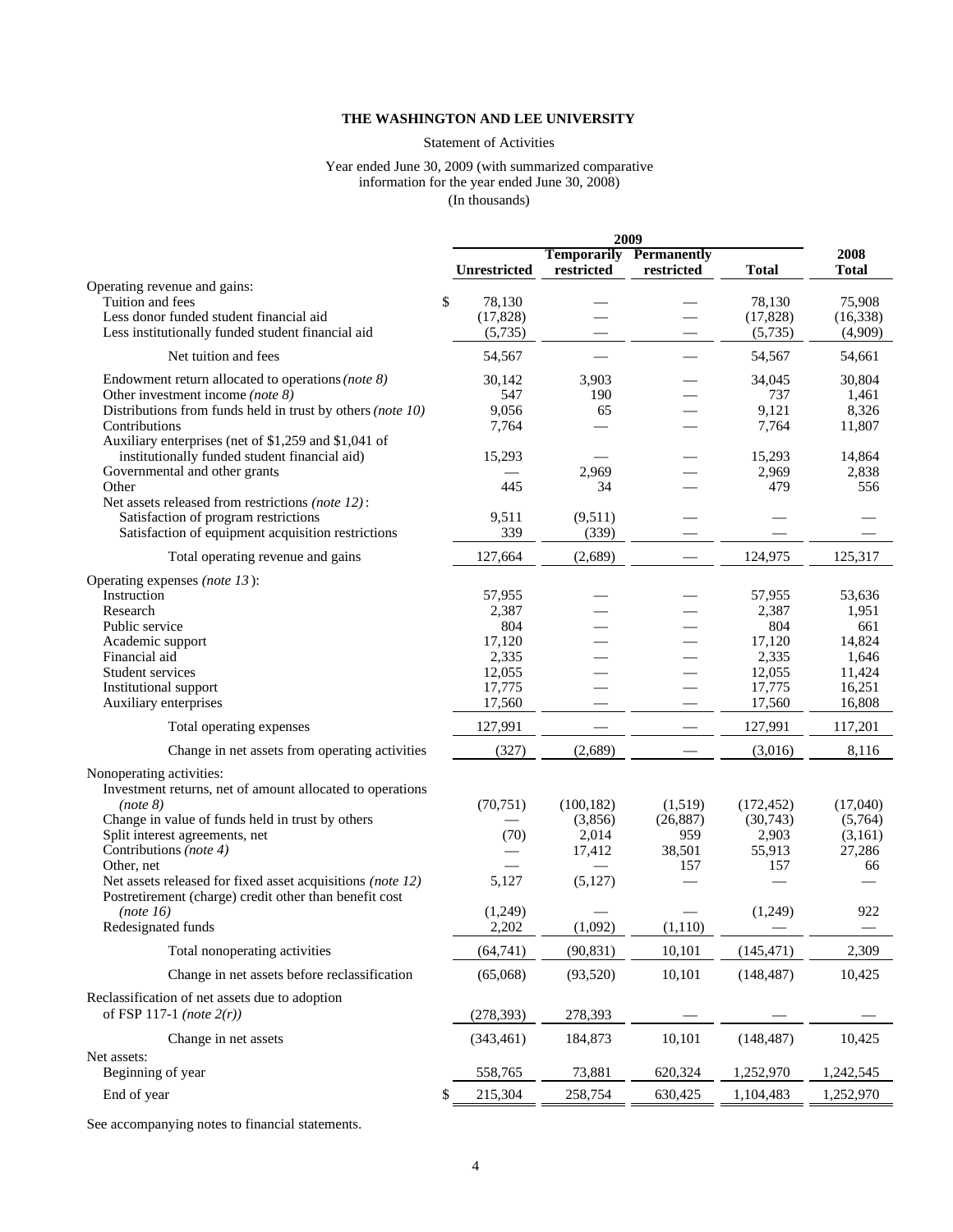**THE WASHINGTON AND LEE UNIVERSITY**

Statement of Activities

Year ended June 30, 2009 (with summarized comparative information for the year ended June 30, 2008)

(In thousands)

| | 2009 | | | | 2008 |
|---|---|---|---|---|---|
| | Unrestricted | Temporarily restricted | Permanently restricted | Total | Total |
| Operating revenue and gains: | | | | | |
| Tuition and fees | $ 78,130 | — | — | 78,130 | 75,908 |
| Less donor funded student financial aid | (17,828) | — | — | (17,828) | (16,338) |
| Less institutionally funded student financial aid | (5,735) | — | — | (5,735) | (4,909) |
| Net tuition and fees | 54,567 | — | — | 54,567 | 54,661 |
| Endowment return allocated to operations *(note 8)* | 30,142 | 3,903 | — | 34,045 | 30,804 |
| Other investment income *(note 8)* | 547 | 190 | — | 737 | 1,461 |
| Distributions from funds held in trust by others *(note 10)* | 9,056 | 65 | — | 9,121 | 8,326 |
| Contributions | 7,764 | — | — | 7,764 | 11,807 |
| Auxiliary enterprises (net of $1,259 and $1,041 of institutionally funded student financial aid) | 15,293 | — | — | 15,293 | 14,864 |
| Governmental and other grants | — | 2,969 | — | 2,969 | 2,838 |
| Other | 445 | 34 | — | 479 | 556 |
| Net assets released from restrictions *(note 12)*: | | | | | |
| Satisfaction of program restrictions | 9,511 | (9,511) | — | — | — |
| Satisfaction of equipment acquisition restrictions | 339 | (339) | — | — | — |
| Total operating revenue and gains | 127,664 | (2,689) | — | 124,975 | 125,317 |
| Operating expenses *(note 13)*: | | | | | |
| Instruction | 57,955 | — | — | 57,955 | 53,636 |
| Research | 2,387 | — | — | 2,387 | 1,951 |
| Public service | 804 | — | — | 804 | 661 |
| Academic support | 17,120 | — | — | 17,120 | 14,824 |
| Financial aid | 2,335 | — | — | 2,335 | 1,646 |
| Student services | 12,055 | — | — | 12,055 | 11,424 |
| Institutional support | 17,775 | — | — | 17,775 | 16,251 |
| Auxiliary enterprises | 17,560 | — | — | 17,560 | 16,808 |
| Total operating expenses | 127,991 | — | — | 127,991 | 117,201 |
| Change in net assets from operating activities | (327) | (2,689) | — | (3,016) | 8,116 |
| Nonoperating activities: | | | | | |
| Investment returns, net of amount allocated to operations *(note 8)* | (70,751) | (100,182) | (1,519) | (172,452) | (17,040) |
| Change in value of funds held in trust by others | — | (3,856) | (26,887) | (30,743) | (5,764) |
| Split interest agreements, net | (70) | 2,014 | 959 | 2,903 | (3,161) |
| Contributions *(note 4)* | — | 17,412 | 38,501 | 55,913 | 27,286 |
| Other, net | — | — | 157 | 157 | 66 |
| Net assets released for fixed asset acquisitions *(note 12)* | 5,127 | (5,127) | — | — | — |
| Postretirement (charge) credit other than benefit cost *(note 16)* | (1,249) | — | — | (1,249) | 922 |
| Redesignated funds | 2,202 | (1,092) | (1,110) | — | — |
| Total nonoperating activities | (64,741) | (90,831) | 10,101 | (145,471) | 2,309 |
| Change in net assets before reclassification | (65,068) | (93,520) | 10,101 | (148,487) | 10,425 |
| Reclassification of net assets due to adoption of FSP 117-1 *(note 2(r))* | (278,393) | 278,393 | — | — | — |
| Change in net assets | (343,461) | 184,873 | 10,101 | (148,487) | 10,425 |
| Net assets: | | | | | |
| Beginning of year | 558,765 | 73,881 | 620,324 | 1,252,970 | 1,242,545 |
| End of year | $ 215,304 | 258,754 | 630,425 | 1,104,483 | 1,252,970 |

See accompanying notes to financial statements.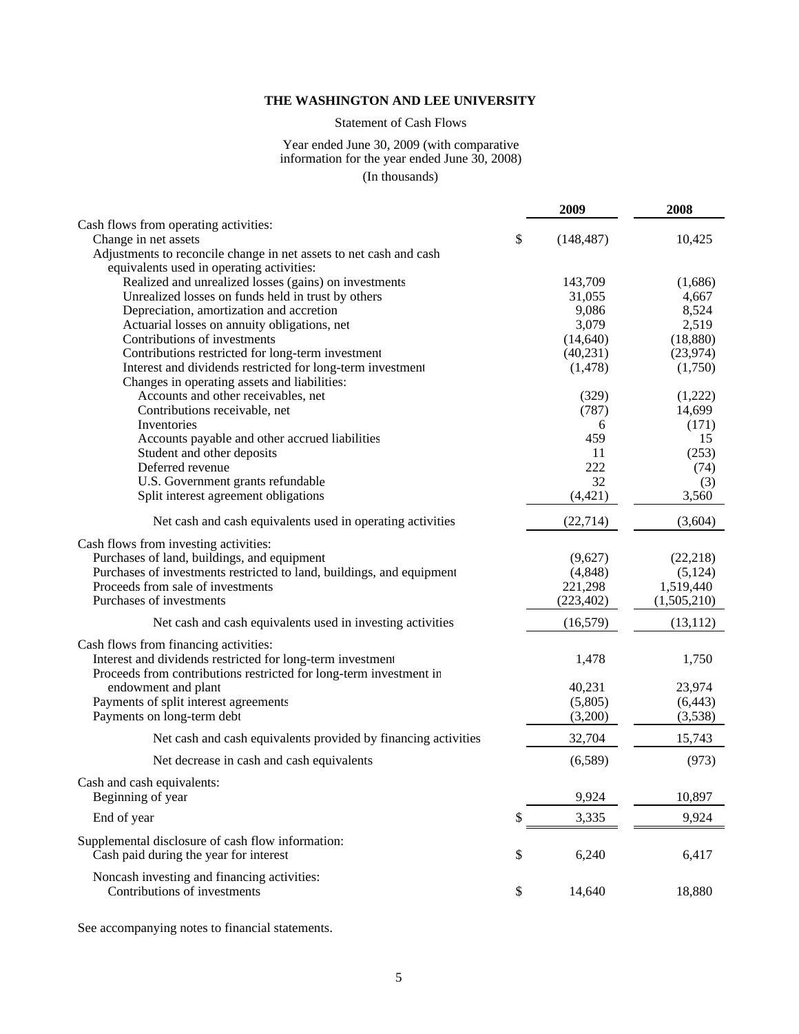# THE WASHINGTON AND LEE UNIVERSITY

Statement of Cash Flows

Year ended June 30, 2009 (with comparative information for the year ended June 30, 2008)

(In thousands)

| | 2009 | 2008 |
|---|---|---|
| Cash flows from operating activities: | | |
| Change in net assets | $ (148,487) | 10,425 |
| Adjustments to reconcile change in net assets to net cash and cash equivalents used in operating activities: | | |
| Realized and unrealized losses (gains) on investments | 143,709 | (1,686) |
| Unrealized losses on funds held in trust by others | 31,055 | 4,667 |
| Depreciation, amortization and accretion | 9,086 | 8,524 |
| Actuarial losses on annuity obligations, net | 3,079 | 2,519 |
| Contributions of investments | (14,640) | (18,880) |
| Contributions restricted for long-term investment | (40,231) | (23,974) |
| Interest and dividends restricted for long-term investment | (1,478) | (1,750) |
| Changes in operating assets and liabilities: | | |
| Accounts and other receivables, net | (329) | (1,222) |
| Contributions receivable, net | (787) | 14,699 |
| Inventories | 6 | (171) |
| Accounts payable and other accrued liabilities | 459 | 15 |
| Student and other deposits | 11 | (253) |
| Deferred revenue | 222 | (74) |
| U.S. Government grants refundable | 32 | (3) |
| Split interest agreement obligations | (4,421) | 3,560 |
| Net cash and cash equivalents used in operating activities | (22,714) | (3,604) |
| Cash flows from investing activities: | | |
| Purchases of land, buildings, and equipment | (9,627) | (22,218) |
| Purchases of investments restricted to land, buildings, and equipment | (4,848) | (5,124) |
| Proceeds from sale of investments | 221,298 | 1,519,440 |
| Purchases of investments | (223,402) | (1,505,210) |
| Net cash and cash equivalents used in investing activities | (16,579) | (13,112) |
| Cash flows from financing activities: | | |
| Interest and dividends restricted for long-term investment | 1,478 | 1,750 |
| Proceeds from contributions restricted for long-term investment in endowment and plant | 40,231 | 23,974 |
| Payments of split interest agreements | (5,805) | (6,443) |
| Payments on long-term debt | (3,200) | (3,538) |
| Net cash and cash equivalents provided by financing activities | 32,704 | 15,743 |
| Net decrease in cash and cash equivalents | (6,589) | (973) |
| Cash and cash equivalents: | | |
| Beginning of year | 9,924 | 10,897 |
| End of year | $ 3,335 | 9,924 |
| Supplemental disclosure of cash flow information: | | |
| Cash paid during the year for interest | $ 6,240 | 6,417 |
| Noncash investing and financing activities: | | |
| Contributions of investments | $ 14,640 | 18,880 |

See accompanying notes to financial statements.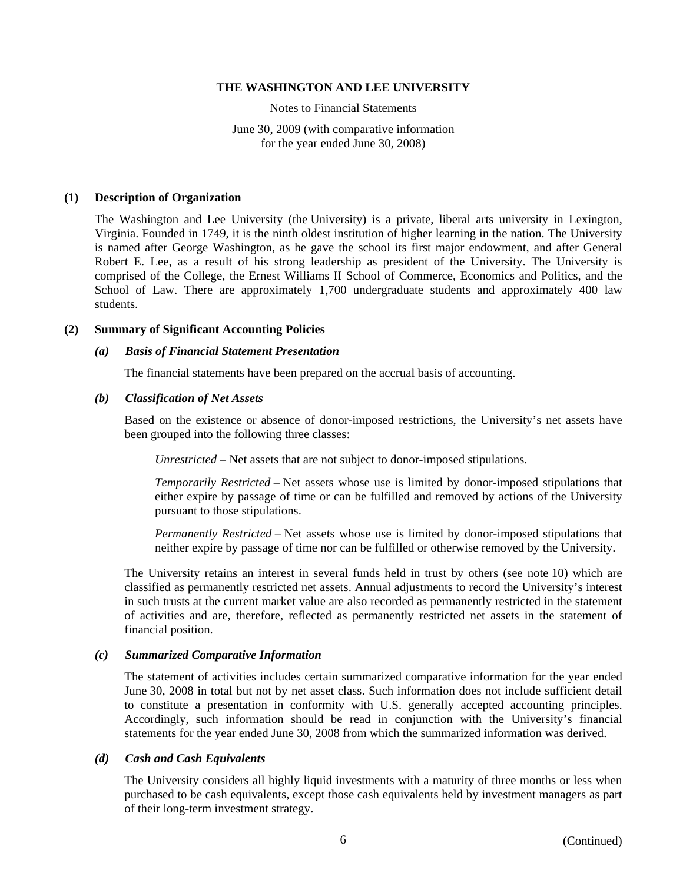# THE WASHINGTON AND LEE UNIVERSITY

Notes to Financial Statements

June 30, 2009 (with comparative information for the year ended June 30, 2008)

## (1) Description of Organization

The Washington and Lee University (the University) is a private, liberal arts university in Lexington, Virginia. Founded in 1749, it is the ninth oldest institution of higher learning in the nation. The University is named after George Washington, as he gave the school its first major endowment, and after General Robert E. Lee, as a result of his strong leadership as president of the University. The University is comprised of the College, the Ernest Williams II School of Commerce, Economics and Politics, and the School of Law. There are approximately 1,700 undergraduate students and approximately 400 law students.

## (2) Summary of Significant Accounting Policies

### *(a) Basis of Financial Statement Presentation*

The financial statements have been prepared on the accrual basis of accounting.

### *(b) Classification of Net Assets*

Based on the existence or absence of donor-imposed restrictions, the University's net assets have been grouped into the following three classes:

*Unrestricted* – Net assets that are not subject to donor-imposed stipulations.

*Temporarily Restricted* – Net assets whose use is limited by donor-imposed stipulations that either expire by passage of time or can be fulfilled and removed by actions of the University pursuant to those stipulations.

*Permanently Restricted* – Net assets whose use is limited by donor-imposed stipulations that neither expire by passage of time nor can be fulfilled or otherwise removed by the University.

The University retains an interest in several funds held in trust by others (see note 10) which are classified as permanently restricted net assets. Annual adjustments to record the University's interest in such trusts at the current market value are also recorded as permanently restricted in the statement of activities and are, therefore, reflected as permanently restricted net assets in the statement of financial position.

### *(c) Summarized Comparative Information*

The statement of activities includes certain summarized comparative information for the year ended June 30, 2008 in total but not by net asset class. Such information does not include sufficient detail to constitute a presentation in conformity with U.S. generally accepted accounting principles. Accordingly, such information should be read in conjunction with the University's financial statements for the year ended June 30, 2008 from which the summarized information was derived.

### *(d) Cash and Cash Equivalents*

The University considers all highly liquid investments with a maturity of three months or less when purchased to be cash equivalents, except those cash equivalents held by investment managers as part of their long-term investment strategy.

(Continued)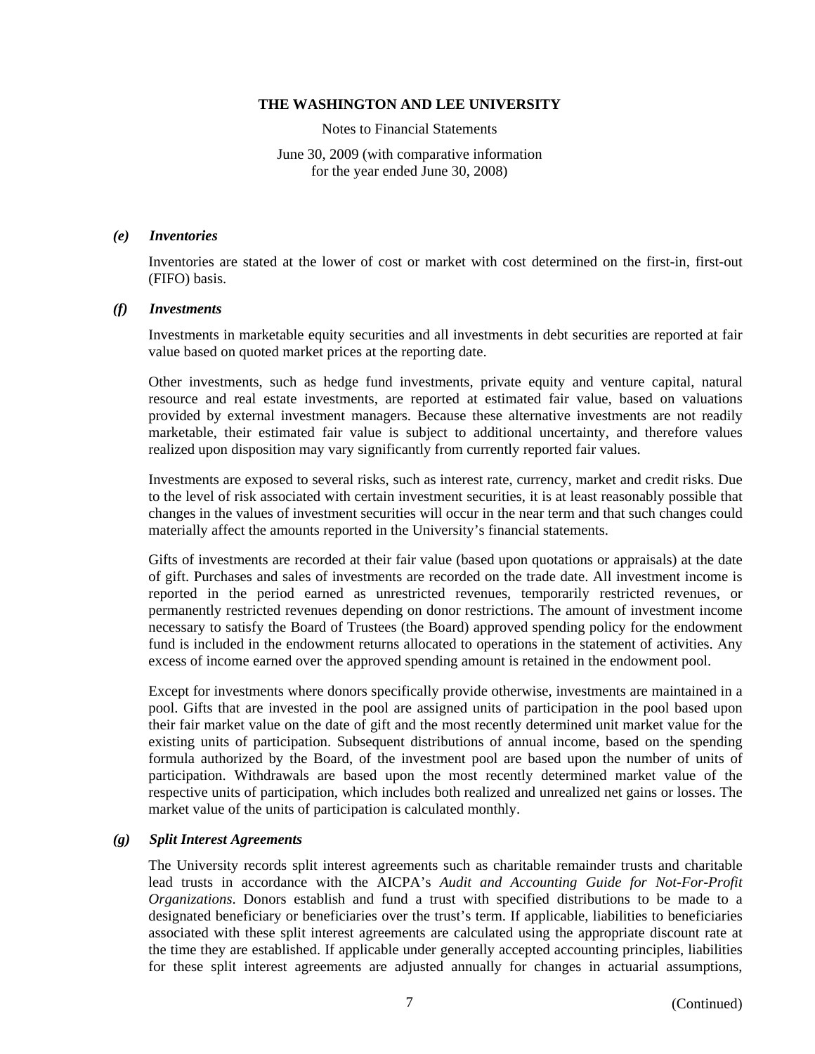### *(e) Inventories*

Inventories are stated at the lower of cost or market with cost determined on the first-in, first-out (FIFO) basis.

### *(f) Investments*

Investments in marketable equity securities and all investments in debt securities are reported at fair value based on quoted market prices at the reporting date.

Other investments, such as hedge fund investments, private equity and venture capital, natural resource and real estate investments, are reported at estimated fair value, based on valuations provided by external investment managers. Because these alternative investments are not readily marketable, their estimated fair value is subject to additional uncertainty, and therefore values realized upon disposition may vary significantly from currently reported fair values.

Investments are exposed to several risks, such as interest rate, currency, market and credit risks. Due to the level of risk associated with certain investment securities, it is at least reasonably possible that changes in the values of investment securities will occur in the near term and that such changes could materially affect the amounts reported in the University's financial statements.

Gifts of investments are recorded at their fair value (based upon quotations or appraisals) at the date of gift. Purchases and sales of investments are recorded on the trade date. All investment income is reported in the period earned as unrestricted revenues, temporarily restricted revenues, or permanently restricted revenues depending on donor restrictions. The amount of investment income necessary to satisfy the Board of Trustees (the Board) approved spending policy for the endowment fund is included in the endowment returns allocated to operations in the statement of activities. Any excess of income earned over the approved spending amount is retained in the endowment pool.

Except for investments where donors specifically provide otherwise, investments are maintained in a pool. Gifts that are invested in the pool are assigned units of participation in the pool based upon their fair market value on the date of gift and the most recently determined unit market value for the existing units of participation. Subsequent distributions of annual income, based on the spending formula authorized by the Board, of the investment pool are based upon the number of units of participation. Withdrawals are based upon the most recently determined market value of the respective units of participation, which includes both realized and unrealized net gains or losses. The market value of the units of participation is calculated monthly.

### *(g) Split Interest Agreements*

The University records split interest agreements such as charitable remainder trusts and charitable lead trusts in accordance with the AICPA's *Audit and Accounting Guide for Not-For-Profit Organizations*. Donors establish and fund a trust with specified distributions to be made to a designated beneficiary or beneficiaries over the trust's term. If applicable, liabilities to beneficiaries associated with these split interest agreements are calculated using the appropriate discount rate at the time they are established. If applicable under generally accepted accounting principles, liabilities for these split interest agreements are adjusted annually for changes in actuarial assumptions,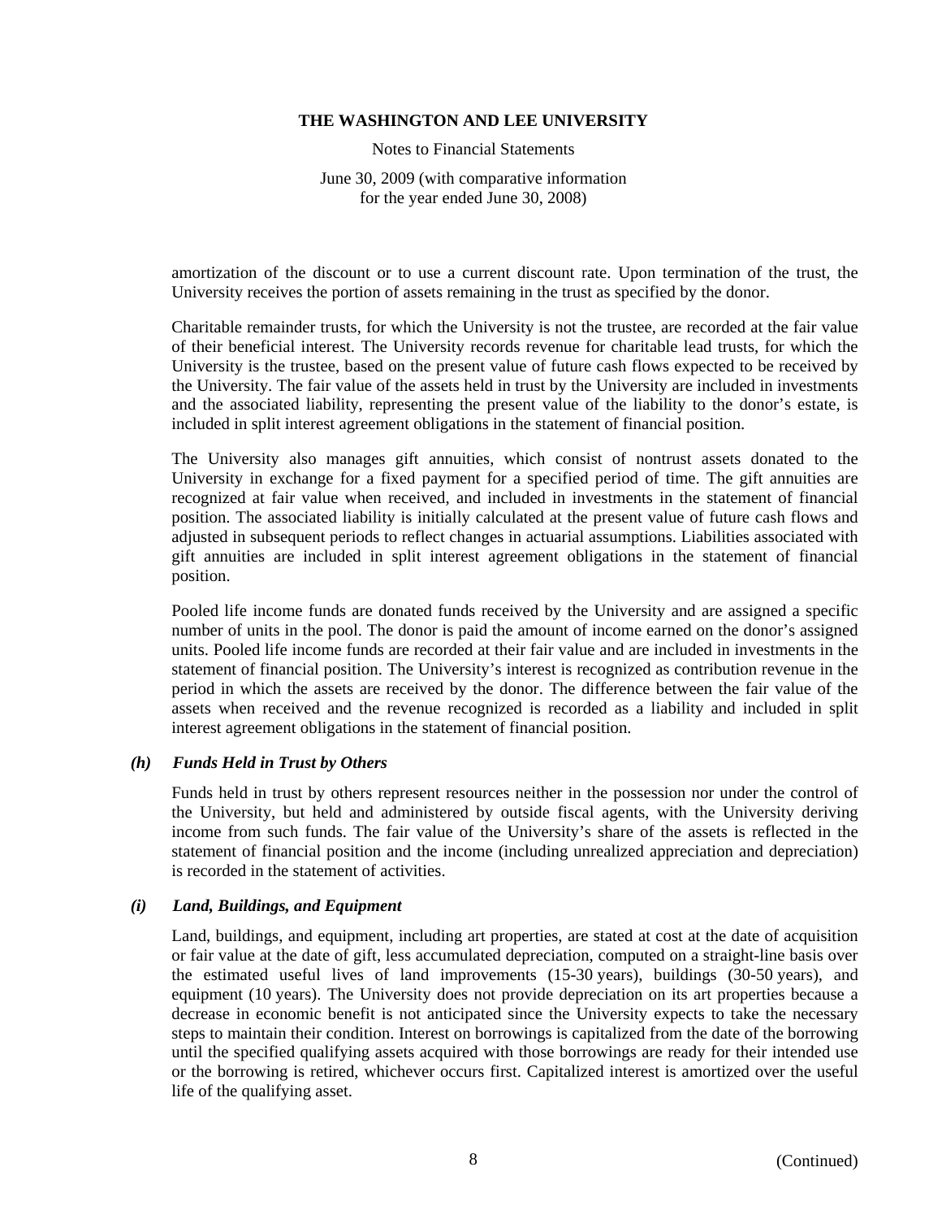amortization of the discount or to use a current discount rate. Upon termination of the trust, the University receives the portion of assets remaining in the trust as specified by the donor.

Charitable remainder trusts, for which the University is not the trustee, are recorded at the fair value of their beneficial interest. The University records revenue for charitable lead trusts, for which the University is the trustee, based on the present value of future cash flows expected to be received by the University. The fair value of the assets held in trust by the University are included in investments and the associated liability, representing the present value of the liability to the donor's estate, is included in split interest agreement obligations in the statement of financial position.

The University also manages gift annuities, which consist of nontrust assets donated to the University in exchange for a fixed payment for a specified period of time. The gift annuities are recognized at fair value when received, and included in investments in the statement of financial position. The associated liability is initially calculated at the present value of future cash flows and adjusted in subsequent periods to reflect changes in actuarial assumptions. Liabilities associated with gift annuities are included in split interest agreement obligations in the statement of financial position.

Pooled life income funds are donated funds received by the University and are assigned a specific number of units in the pool. The donor is paid the amount of income earned on the donor's assigned units. Pooled life income funds are recorded at their fair value and are included in investments in the statement of financial position. The University's interest is recognized as contribution revenue in the period in which the assets are received by the donor. The difference between the fair value of the assets when received and the revenue recognized is recorded as a liability and included in split interest agreement obligations in the statement of financial position.

### *(h) Funds Held in Trust by Others*

Funds held in trust by others represent resources neither in the possession nor under the control of the University, but held and administered by outside fiscal agents, with the University deriving income from such funds. The fair value of the University's share of the assets is reflected in the statement of financial position and the income (including unrealized appreciation and depreciation) is recorded in the statement of activities.

### *(i) Land, Buildings, and Equipment*

Land, buildings, and equipment, including art properties, are stated at cost at the date of acquisition or fair value at the date of gift, less accumulated depreciation, computed on a straight-line basis over the estimated useful lives of land improvements (15-30 years), buildings (30-50 years), and equipment (10 years). The University does not provide depreciation on its art properties because a decrease in economic benefit is not anticipated since the University expects to take the necessary steps to maintain their condition. Interest on borrowings is capitalized from the date of the borrowing until the specified qualifying assets acquired with those borrowings are ready for their intended use or the borrowing is retired, whichever occurs first. Capitalized interest is amortized over the useful life of the qualifying asset.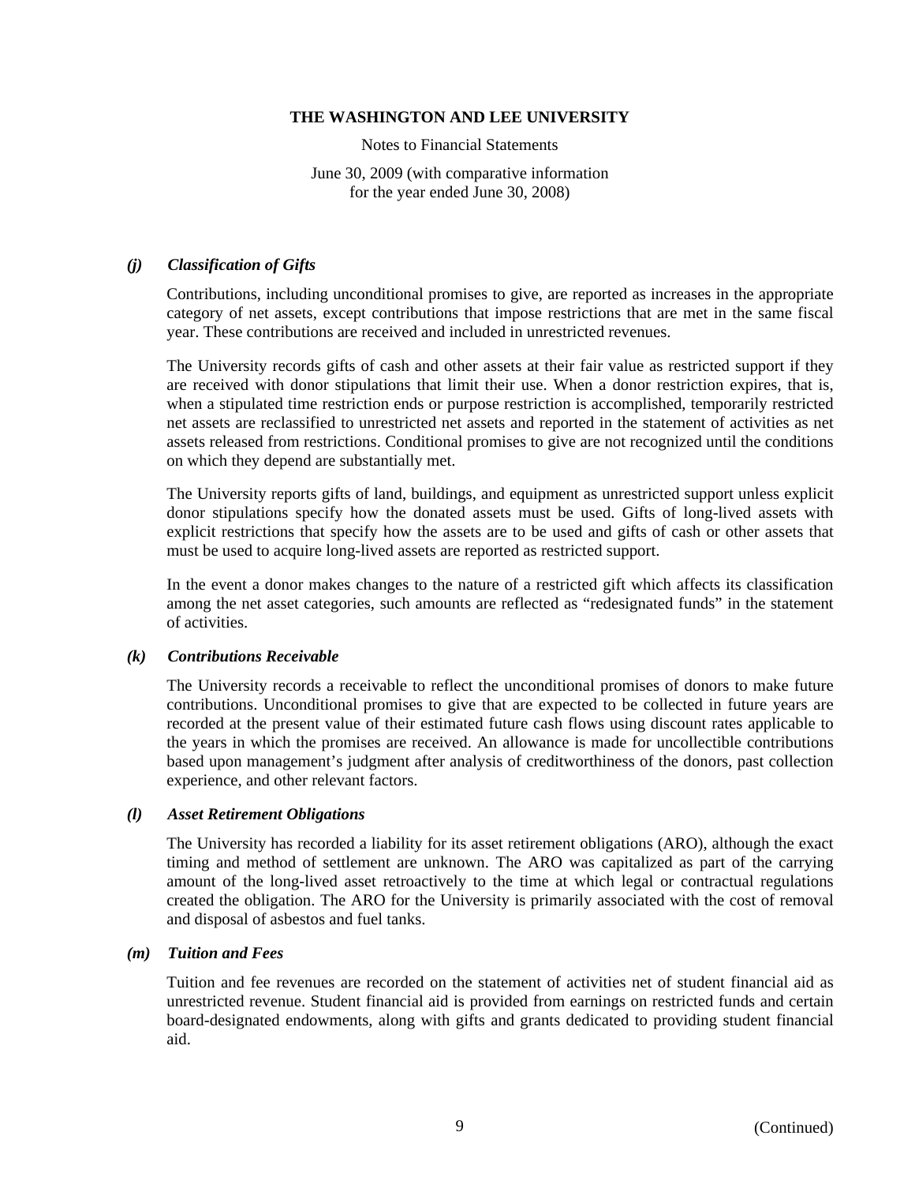### *(j) Classification of Gifts*

Contributions, including unconditional promises to give, are reported as increases in the appropriate category of net assets, except contributions that impose restrictions that are met in the same fiscal year. These contributions are received and included in unrestricted revenues.

The University records gifts of cash and other assets at their fair value as restricted support if they are received with donor stipulations that limit their use. When a donor restriction expires, that is, when a stipulated time restriction ends or purpose restriction is accomplished, temporarily restricted net assets are reclassified to unrestricted net assets and reported in the statement of activities as net assets released from restrictions. Conditional promises to give are not recognized until the conditions on which they depend are substantially met.

The University reports gifts of land, buildings, and equipment as unrestricted support unless explicit donor stipulations specify how the donated assets must be used. Gifts of long-lived assets with explicit restrictions that specify how the assets are to be used and gifts of cash or other assets that must be used to acquire long-lived assets are reported as restricted support.

In the event a donor makes changes to the nature of a restricted gift which affects its classification among the net asset categories, such amounts are reflected as "redesignated funds" in the statement of activities.

### *(k) Contributions Receivable*

The University records a receivable to reflect the unconditional promises of donors to make future contributions. Unconditional promises to give that are expected to be collected in future years are recorded at the present value of their estimated future cash flows using discount rates applicable to the years in which the promises are received. An allowance is made for uncollectible contributions based upon management's judgment after analysis of creditworthiness of the donors, past collection experience, and other relevant factors.

### *(l) Asset Retirement Obligations*

The University has recorded a liability for its asset retirement obligations (ARO), although the exact timing and method of settlement are unknown. The ARO was capitalized as part of the carrying amount of the long-lived asset retroactively to the time at which legal or contractual regulations created the obligation. The ARO for the University is primarily associated with the cost of removal and disposal of asbestos and fuel tanks.

### *(m) Tuition and Fees*

Tuition and fee revenues are recorded on the statement of activities net of student financial aid as unrestricted revenue. Student financial aid is provided from earnings on restricted funds and certain board-designated endowments, along with gifts and grants dedicated to providing student financial aid.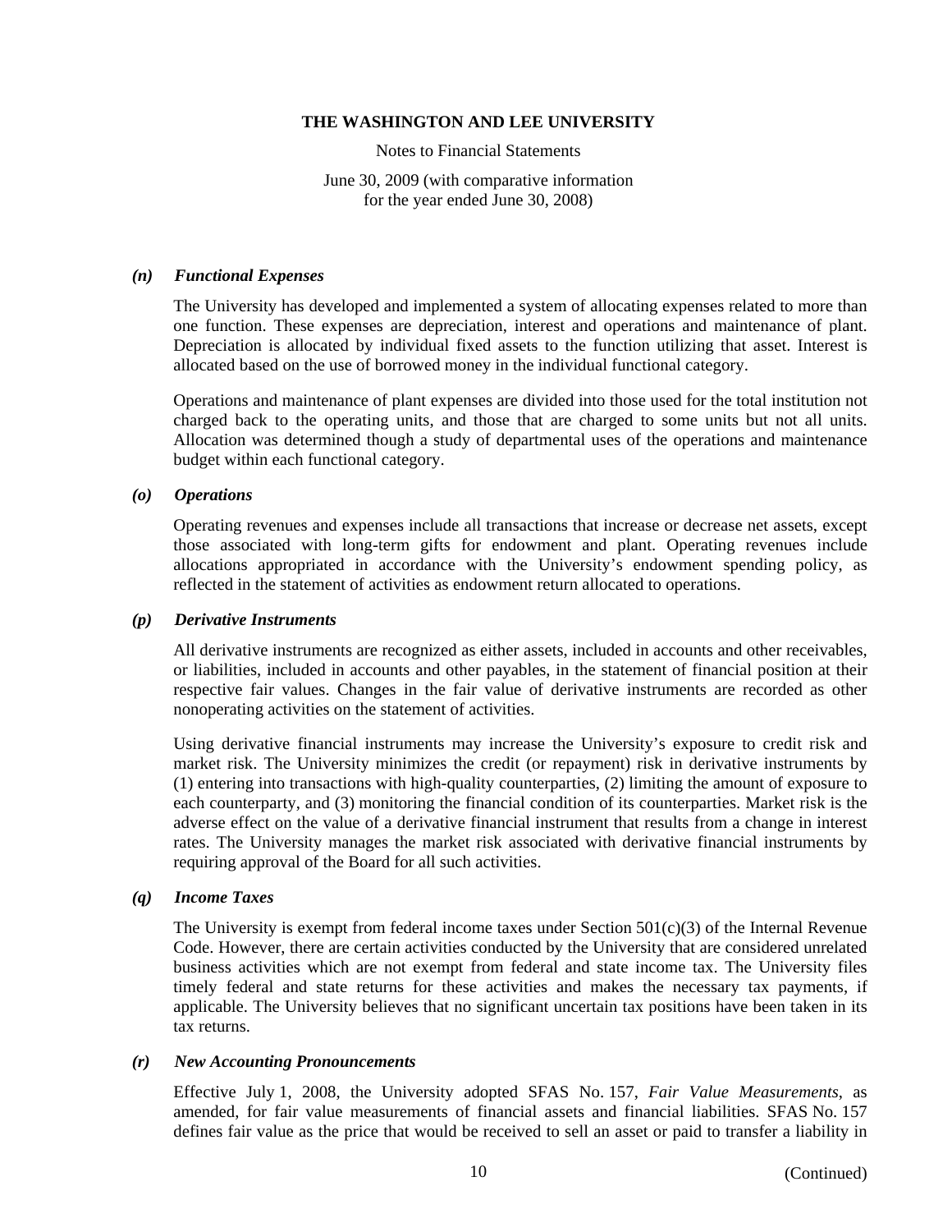### *(n) Functional Expenses*

The University has developed and implemented a system of allocating expenses related to more than one function. These expenses are depreciation, interest and operations and maintenance of plant. Depreciation is allocated by individual fixed assets to the function utilizing that asset. Interest is allocated based on the use of borrowed money in the individual functional category.

Operations and maintenance of plant expenses are divided into those used for the total institution not charged back to the operating units, and those that are charged to some units but not all units. Allocation was determined though a study of departmental uses of the operations and maintenance budget within each functional category.

### *(o) Operations*

Operating revenues and expenses include all transactions that increase or decrease net assets, except those associated with long-term gifts for endowment and plant. Operating revenues include allocations appropriated in accordance with the University's endowment spending policy, as reflected in the statement of activities as endowment return allocated to operations.

### *(p) Derivative Instruments*

All derivative instruments are recognized as either assets, included in accounts and other receivables, or liabilities, included in accounts and other payables, in the statement of financial position at their respective fair values. Changes in the fair value of derivative instruments are recorded as other nonoperating activities on the statement of activities.

Using derivative financial instruments may increase the University's exposure to credit risk and market risk. The University minimizes the credit (or repayment) risk in derivative instruments by (1) entering into transactions with high-quality counterparties, (2) limiting the amount of exposure to each counterparty, and (3) monitoring the financial condition of its counterparties. Market risk is the adverse effect on the value of a derivative financial instrument that results from a change in interest rates. The University manages the market risk associated with derivative financial instruments by requiring approval of the Board for all such activities.

### *(q) Income Taxes*

The University is exempt from federal income taxes under Section 501(c)(3) of the Internal Revenue Code. However, there are certain activities conducted by the University that are considered unrelated business activities which are not exempt from federal and state income tax. The University files timely federal and state returns for these activities and makes the necessary tax payments, if applicable. The University believes that no significant uncertain tax positions have been taken in its tax returns.

### *(r) New Accounting Pronouncements*

Effective July 1, 2008, the University adopted SFAS No. 157, *Fair Value Measurements*, as amended, for fair value measurements of financial assets and financial liabilities. SFAS No. 157 defines fair value as the price that would be received to sell an asset or paid to transfer a liability in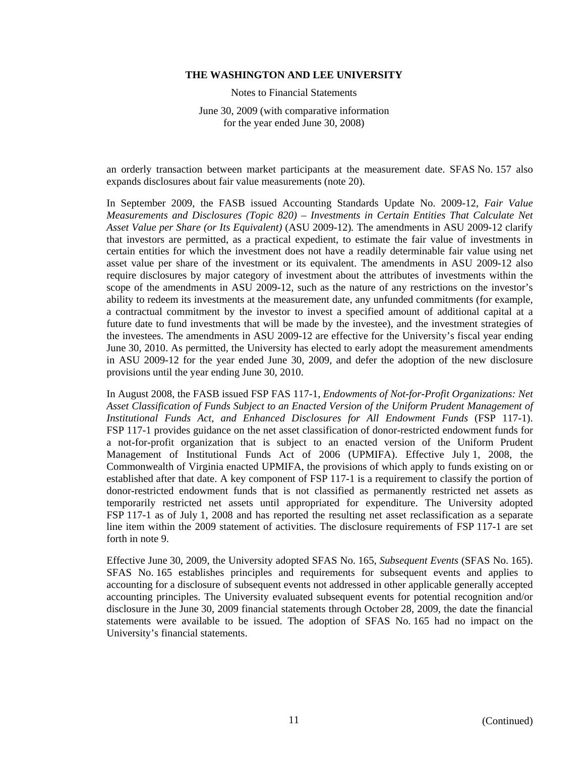an orderly transaction between market participants at the measurement date. SFAS No. 157 also expands disclosures about fair value measurements (note 20).

In September 2009, the FASB issued Accounting Standards Update No. 2009-12, *Fair Value Measurements and Disclosures (Topic 820) – Investments in Certain Entities That Calculate Net Asset Value per Share (or Its Equivalent)* (ASU 2009-12). The amendments in ASU 2009-12 clarify that investors are permitted, as a practical expedient, to estimate the fair value of investments in certain entities for which the investment does not have a readily determinable fair value using net asset value per share of the investment or its equivalent. The amendments in ASU 2009-12 also require disclosures by major category of investment about the attributes of investments within the scope of the amendments in ASU 2009-12, such as the nature of any restrictions on the investor's ability to redeem its investments at the measurement date, any unfunded commitments (for example, a contractual commitment by the investor to invest a specified amount of additional capital at a future date to fund investments that will be made by the investee), and the investment strategies of the investees. The amendments in ASU 2009-12 are effective for the University's fiscal year ending June 30, 2010. As permitted, the University has elected to early adopt the measurement amendments in ASU 2009-12 for the year ended June 30, 2009, and defer the adoption of the new disclosure provisions until the year ending June 30, 2010.

In August 2008, the FASB issued FSP FAS 117-1, *Endowments of Not-for-Profit Organizations: Net Asset Classification of Funds Subject to an Enacted Version of the Uniform Prudent Management of Institutional Funds Act, and Enhanced Disclosures for All Endowment Funds* (FSP 117-1). FSP 117-1 provides guidance on the net asset classification of donor-restricted endowment funds for a not-for-profit organization that is subject to an enacted version of the Uniform Prudent Management of Institutional Funds Act of 2006 (UPMIFA). Effective July 1, 2008, the Commonwealth of Virginia enacted UPMIFA, the provisions of which apply to funds existing on or established after that date. A key component of FSP 117-1 is a requirement to classify the portion of donor-restricted endowment funds that is not classified as permanently restricted net assets as temporarily restricted net assets until appropriated for expenditure. The University adopted FSP 117-1 as of July 1, 2008 and has reported the resulting net asset reclassification as a separate line item within the 2009 statement of activities. The disclosure requirements of FSP 117-1 are set forth in note 9.

Effective June 30, 2009, the University adopted SFAS No. 165, *Subsequent Events* (SFAS No. 165). SFAS No. 165 establishes principles and requirements for subsequent events and applies to accounting for a disclosure of subsequent events not addressed in other applicable generally accepted accounting principles. The University evaluated subsequent events for potential recognition and/or disclosure in the June 30, 2009 financial statements through October 28, 2009, the date the financial statements were available to be issued. The adoption of SFAS No. 165 had no impact on the University's financial statements.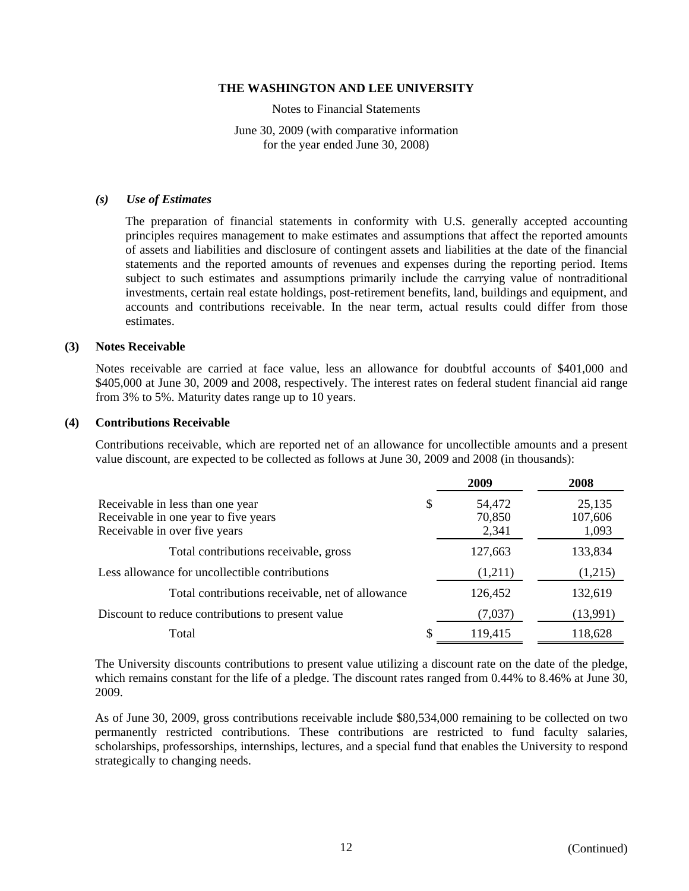#### *(s) Use of Estimates*

The preparation of financial statements in conformity with U.S. generally accepted accounting principles requires management to make estimates and assumptions that affect the reported amounts of assets and liabilities and disclosure of contingent assets and liabilities at the date of the financial statements and the reported amounts of revenues and expenses during the reporting period. Items subject to such estimates and assumptions primarily include the carrying value of nontraditional investments, certain real estate holdings, post-retirement benefits, land, buildings and equipment, and accounts and contributions receivable. In the near term, actual results could differ from those estimates.

### (3) Notes Receivable

Notes receivable are carried at face value, less an allowance for doubtful accounts of $401,000 and $405,000 at June 30, 2009 and 2008, respectively. The interest rates on federal student financial aid range from 3% to 5%. Maturity dates range up to 10 years.

### (4) Contributions Receivable

Contributions receivable, which are reported net of an allowance for uncollectible amounts and a present value discount, are expected to be collected as follows at June 30, 2009 and 2008 (in thousands):

| | 2009 | 2008 |
|---|---|---|
| Receivable in less than one year | $ 54,472 | 25,135 |
| Receivable in one year to five years | 70,850 | 107,606 |
| Receivable in over five years | 2,341 | 1,093 |
| Total contributions receivable, gross | 127,663 | 133,834 |
| Less allowance for uncollectible contributions | (1,211) | (1,215) |
| Total contributions receivable, net of allowance | 126,452 | 132,619 |
| Discount to reduce contributions to present value | (7,037) | (13,991) |
| Total | $ 119,415 | 118,628 |

The University discounts contributions to present value utilizing a discount rate on the date of the pledge, which remains constant for the life of a pledge. The discount rates ranged from 0.44% to 8.46% at June 30, 2009.

As of June 30, 2009, gross contributions receivable include $80,534,000 remaining to be collected on two permanently restricted contributions. These contributions are restricted to fund faculty salaries, scholarships, professorships, internships, lectures, and a special fund that enables the University to respond strategically to changing needs.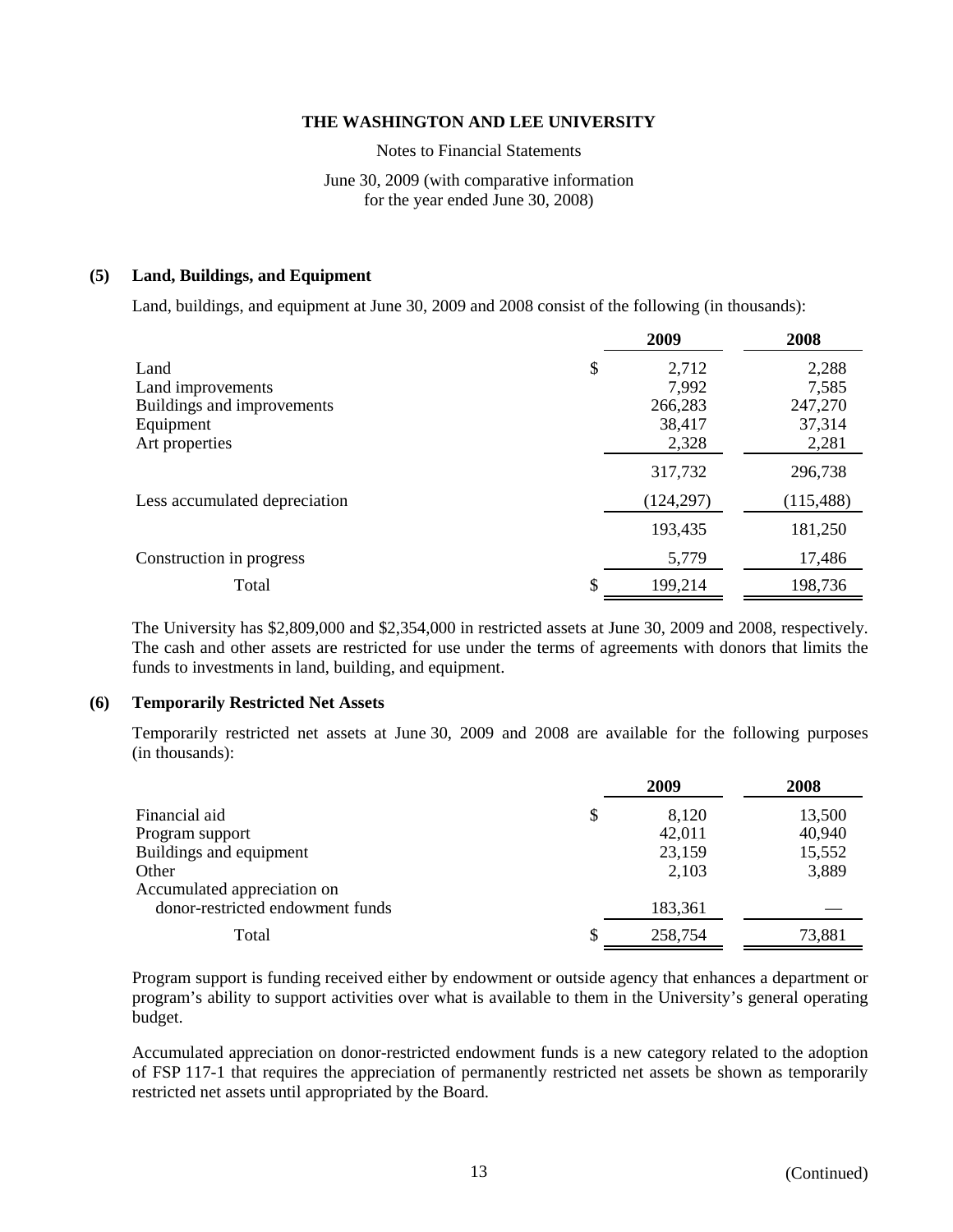# THE WASHINGTON AND LEE UNIVERSITY

Notes to Financial Statements

June 30, 2009 (with comparative information for the year ended June 30, 2008)

## (5) Land, Buildings, and Equipment

Land, buildings, and equipment at June 30, 2009 and 2008 consist of the following (in thousands):

| | 2009 | 2008 |
|---|---|---|
| Land | $ 2,712 | 2,288 |
| Land improvements | 7,992 | 7,585 |
| Buildings and improvements | 266,283 | 247,270 |
| Equipment | 38,417 | 37,314 |
| Art properties | 2,328 | 2,281 |
| | 317,732 | 296,738 |
| Less accumulated depreciation | (124,297) | (115,488) |
| | 193,435 | 181,250 |
| Construction in progress | 5,779 | 17,486 |
| Total | $ 199,214 | 198,736 |

The University has $2,809,000 and $2,354,000 in restricted assets at June 30, 2009 and 2008, respectively. The cash and other assets are restricted for use under the terms of agreements with donors that limits the funds to investments in land, building, and equipment.

## (6) Temporarily Restricted Net Assets

Temporarily restricted net assets at June 30, 2009 and 2008 are available for the following purposes (in thousands):

| | 2009 | 2008 |
|---|---|---|
| Financial aid | $ 8,120 | 13,500 |
| Program support | 42,011 | 40,940 |
| Buildings and equipment | 23,159 | 15,552 |
| Other | 2,103 | 3,889 |
| Accumulated appreciation on donor-restricted endowment funds | 183,361 | — |
| Total | $ 258,754 | 73,881 |

Program support is funding received either by endowment or outside agency that enhances a department or program's ability to support activities over what is available to them in the University's general operating budget.

Accumulated appreciation on donor-restricted endowment funds is a new category related to the adoption of FSP 117-1 that requires the appreciation of permanently restricted net assets be shown as temporarily restricted net assets until appropriated by the Board.

(Continued)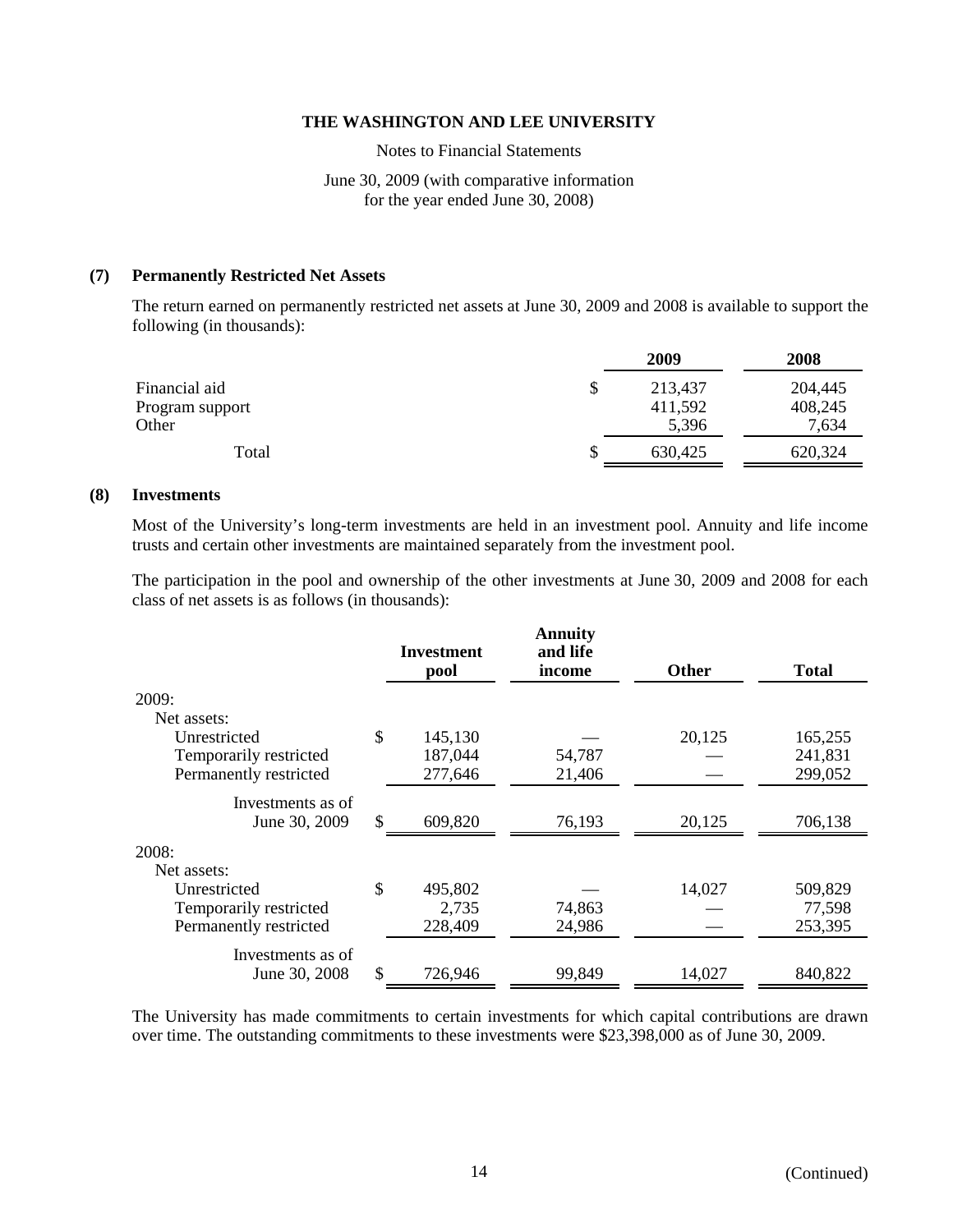THE WASHINGTON AND LEE UNIVERSITY

Notes to Financial Statements

June 30, 2009 (with comparative information for the year ended June 30, 2008)

## (7) Permanently Restricted Net Assets

The return earned on permanently restricted net assets at June 30, 2009 and 2008 is available to support the following (in thousands):

| | 2009 | 2008 |
|---|---|---|
| Financial aid | $ 213,437 | 204,445 |
| Program support | 411,592 | 408,245 |
| Other | 5,396 | 7,634 |
| Total | $ 630,425 | 620,324 |

## (8) Investments

Most of the University's long-term investments are held in an investment pool. Annuity and life income trusts and certain other investments are maintained separately from the investment pool.

The participation in the pool and ownership of the other investments at June 30, 2009 and 2008 for each class of net assets is as follows (in thousands):

| | Investment pool | Annuity and life income | Other | Total |
|---|---|---|---|---|
| 2009: | | | | |
| Net assets: | | | | |
| Unrestricted | $ 145,130 | — | 20,125 | 165,255 |
| Temporarily restricted | 187,044 | 54,787 | — | 241,831 |
| Permanently restricted | 277,646 | 21,406 | — | 299,052 |
| Investments as of June 30, 2009 | $ 609,820 | 76,193 | 20,125 | 706,138 |
| 2008: | | | | |
| Net assets: | | | | |
| Unrestricted | $ 495,802 | — | 14,027 | 509,829 |
| Temporarily restricted | 2,735 | 74,863 | — | 77,598 |
| Permanently restricted | 228,409 | 24,986 | — | 253,395 |
| Investments as of June 30, 2008 | $ 726,946 | 99,849 | 14,027 | 840,822 |

The University has made commitments to certain investments for which capital contributions are drawn over time. The outstanding commitments to these investments were $23,398,000 as of June 30, 2009.

(Continued)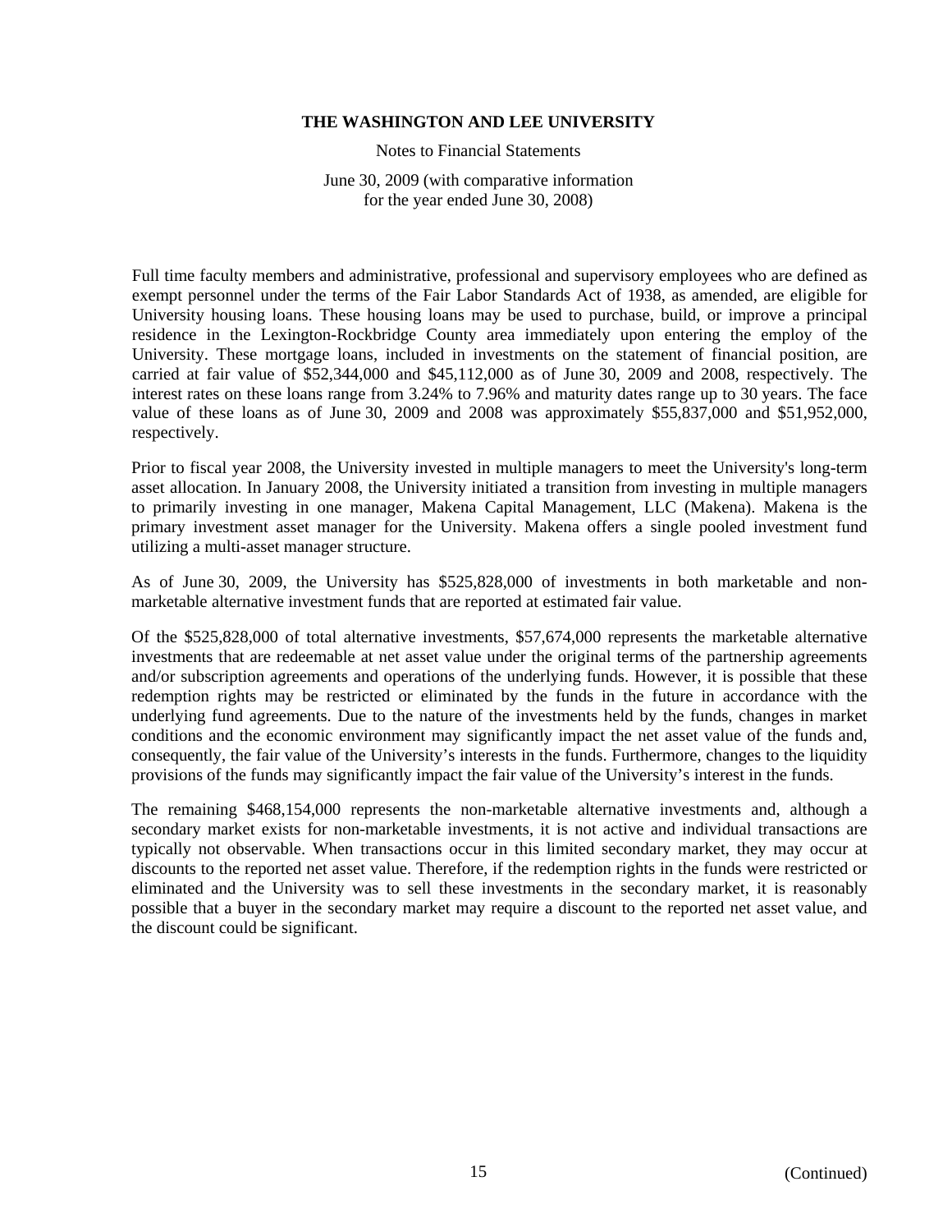Full time faculty members and administrative, professional and supervisory employees who are defined as exempt personnel under the terms of the Fair Labor Standards Act of 1938, as amended, are eligible for University housing loans. These housing loans may be used to purchase, build, or improve a principal residence in the Lexington-Rockbridge County area immediately upon entering the employ of the University. These mortgage loans, included in investments on the statement of financial position, are carried at fair value of $52,344,000 and $45,112,000 as of June 30, 2009 and 2008, respectively. The interest rates on these loans range from 3.24% to 7.96% and maturity dates range up to 30 years. The face value of these loans as of June 30, 2009 and 2008 was approximately $55,837,000 and $51,952,000, respectively.

Prior to fiscal year 2008, the University invested in multiple managers to meet the University's long-term asset allocation. In January 2008, the University initiated a transition from investing in multiple managers to primarily investing in one manager, Makena Capital Management, LLC (Makena). Makena is the primary investment asset manager for the University. Makena offers a single pooled investment fund utilizing a multi-asset manager structure.

As of June 30, 2009, the University has $525,828,000 of investments in both marketable and non-marketable alternative investment funds that are reported at estimated fair value.

Of the $525,828,000 of total alternative investments, $57,674,000 represents the marketable alternative investments that are redeemable at net asset value under the original terms of the partnership agreements and/or subscription agreements and operations of the underlying funds. However, it is possible that these redemption rights may be restricted or eliminated by the funds in the future in accordance with the underlying fund agreements. Due to the nature of the investments held by the funds, changes in market conditions and the economic environment may significantly impact the net asset value of the funds and, consequently, the fair value of the University's interests in the funds. Furthermore, changes to the liquidity provisions of the funds may significantly impact the fair value of the University's interest in the funds.

The remaining $468,154,000 represents the non-marketable alternative investments and, although a secondary market exists for non-marketable investments, it is not active and individual transactions are typically not observable. When transactions occur in this limited secondary market, they may occur at discounts to the reported net asset value. Therefore, if the redemption rights in the funds were restricted or eliminated and the University was to sell these investments in the secondary market, it is reasonably possible that a buyer in the secondary market may require a discount to the reported net asset value, and the discount could be significant.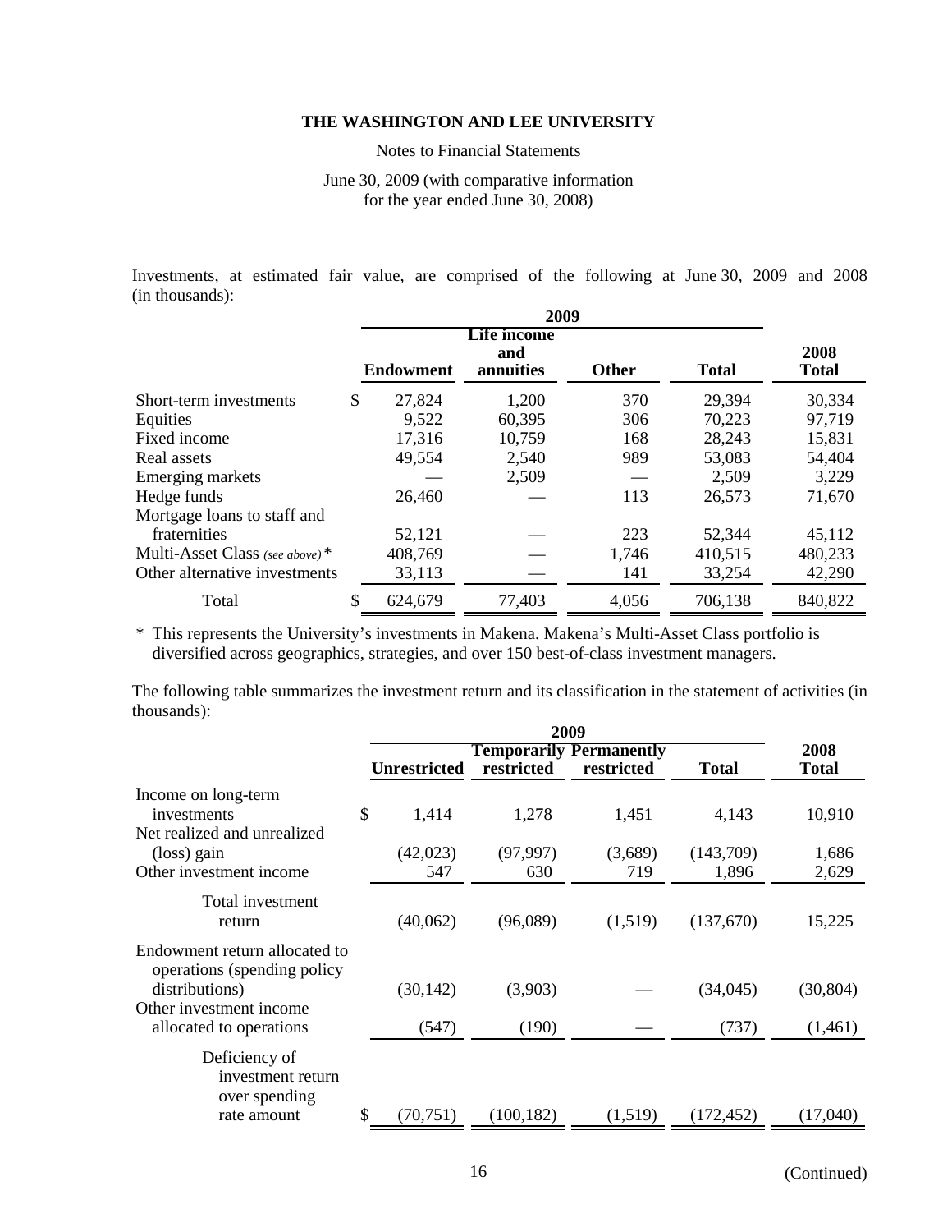Investments, at estimated fair value, are comprised of the following at June 30, 2009 and 2008 (in thousands):

| | 2009 | | | | 2008 |
|---|---|---|---|---|---|
| | Endowment | Life income and annuities | Other | Total | 2008 Total |
| Short-term investments | $ 27,824 | 1,200 | 370 | 29,394 | 30,334 |
| Equities | 9,522 | 60,395 | 306 | 70,223 | 97,719 |
| Fixed income | 17,316 | 10,759 | 168 | 28,243 | 15,831 |
| Real assets | 49,554 | 2,540 | 989 | 53,083 | 54,404 |
| Emerging markets | — | 2,509 | — | 2,509 | 3,229 |
| Hedge funds | 26,460 | — | 113 | 26,573 | 71,670 |
| Mortgage loans to staff and fraternities | 52,121 | — | 223 | 52,344 | 45,112 |
| Multi-Asset Class *(see above)* * | 408,769 | — | 1,746 | 410,515 | 480,233 |
| Other alternative investments | 33,113 | — | 141 | 33,254 | 42,290 |
| Total | $ 624,679 | 77,403 | 4,056 | 706,138 | 840,822 |

\* This represents the University's investments in Makena. Makena's Multi-Asset Class portfolio is diversified across geographics, strategies, and over 150 best-of-class investment managers.

The following table summarizes the investment return and its classification in the statement of activities (in thousands):

| | 2009 | | | | 2008 |
|---|---|---|---|---|---|
| | Unrestricted | Temporarily restricted | Permanently restricted | Total | 2008 Total |
| Income on long-term investments | $ 1,414 | 1,278 | 1,451 | 4,143 | 10,910 |
| Net realized and unrealized (loss) gain | (42,023) | (97,997) | (3,689) | (143,709) | 1,686 |
| Other investment income | 547 | 630 | 719 | 1,896 | 2,629 |
| Total investment return | (40,062) | (96,089) | (1,519) | (137,670) | 15,225 |
| Endowment return allocated to operations (spending policy distributions) | (30,142) | (3,903) | — | (34,045) | (30,804) |
| Other investment income allocated to operations | (547) | (190) | — | (737) | (1,461) |
| Deficiency of investment return over spending rate amount | $ (70,751) | (100,182) | (1,519) | (172,452) | (17,040) |

(Continued)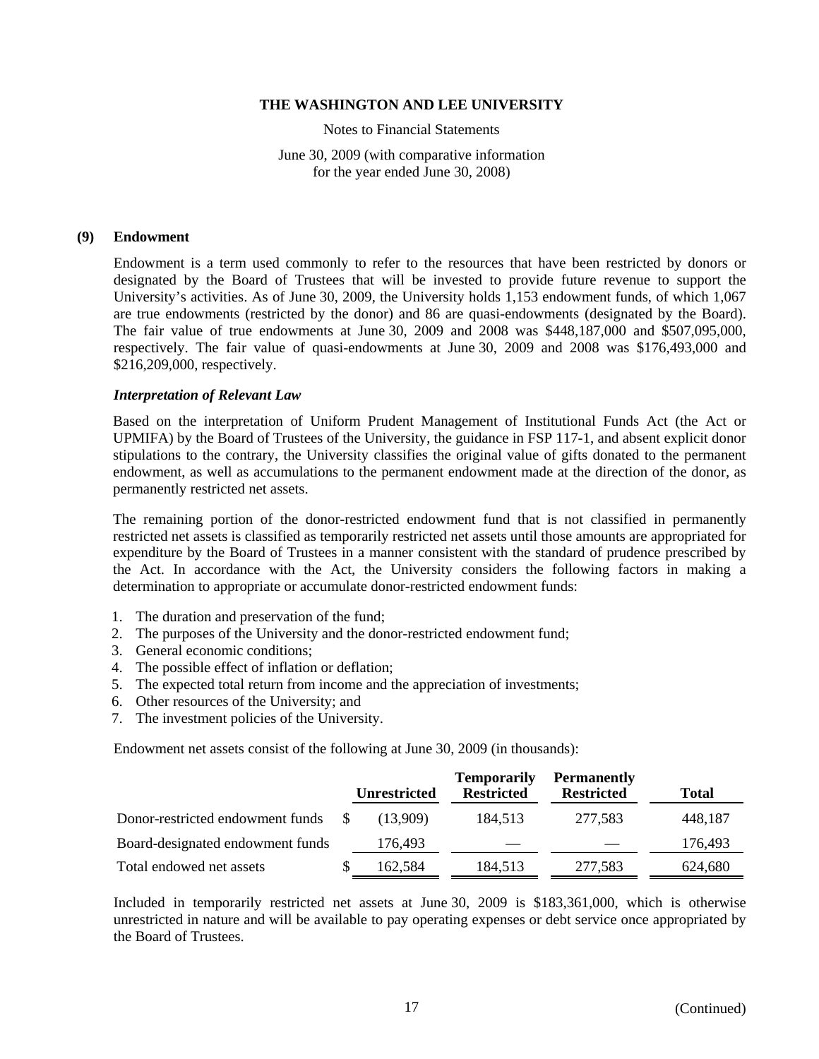THE WASHINGTON AND LEE UNIVERSITY

Notes to Financial Statements

June 30, 2009 (with comparative information for the year ended June 30, 2008)

## (9) Endowment

Endowment is a term used commonly to refer to the resources that have been restricted by donors or designated by the Board of Trustees that will be invested to provide future revenue to support the University's activities. As of June 30, 2009, the University holds 1,153 endowment funds, of which 1,067 are true endowments (restricted by the donor) and 86 are quasi-endowments (designated by the Board). The fair value of true endowments at June 30, 2009 and 2008 was $448,187,000 and $507,095,000, respectively. The fair value of quasi-endowments at June 30, 2009 and 2008 was $176,493,000 and $216,209,000, respectively.

### *Interpretation of Relevant Law*

Based on the interpretation of Uniform Prudent Management of Institutional Funds Act (the Act or UPMIFA) by the Board of Trustees of the University, the guidance in FSP 117-1, and absent explicit donor stipulations to the contrary, the University classifies the original value of gifts donated to the permanent endowment, as well as accumulations to the permanent endowment made at the direction of the donor, as permanently restricted net assets.

The remaining portion of the donor-restricted endowment fund that is not classified in permanently restricted net assets is classified as temporarily restricted net assets until those amounts are appropriated for expenditure by the Board of Trustees in a manner consistent with the standard of prudence prescribed by the Act. In accordance with the Act, the University considers the following factors in making a determination to appropriate or accumulate donor-restricted endowment funds:

1. The duration and preservation of the fund;
2. The purposes of the University and the donor-restricted endowment fund;
3. General economic conditions;
4. The possible effect of inflation or deflation;
5. The expected total return from income and the appreciation of investments;
6. Other resources of the University; and
7. The investment policies of the University.

Endowment net assets consist of the following at June 30, 2009 (in thousands):

| | Unrestricted | Temporarily Restricted | Permanently Restricted | Total |
|---|---|---|---|---|
| Donor-restricted endowment funds | $ (13,909) | 184,513 | 277,583 | 448,187 |
| Board-designated endowment funds | 176,493 | — | — | 176,493 |
| Total endowed net assets | $ 162,584 | 184,513 | 277,583 | 624,680 |

Included in temporarily restricted net assets at June 30, 2009 is $183,361,000, which is otherwise unrestricted in nature and will be available to pay operating expenses or debt service once appropriated by the Board of Trustees.

(Continued)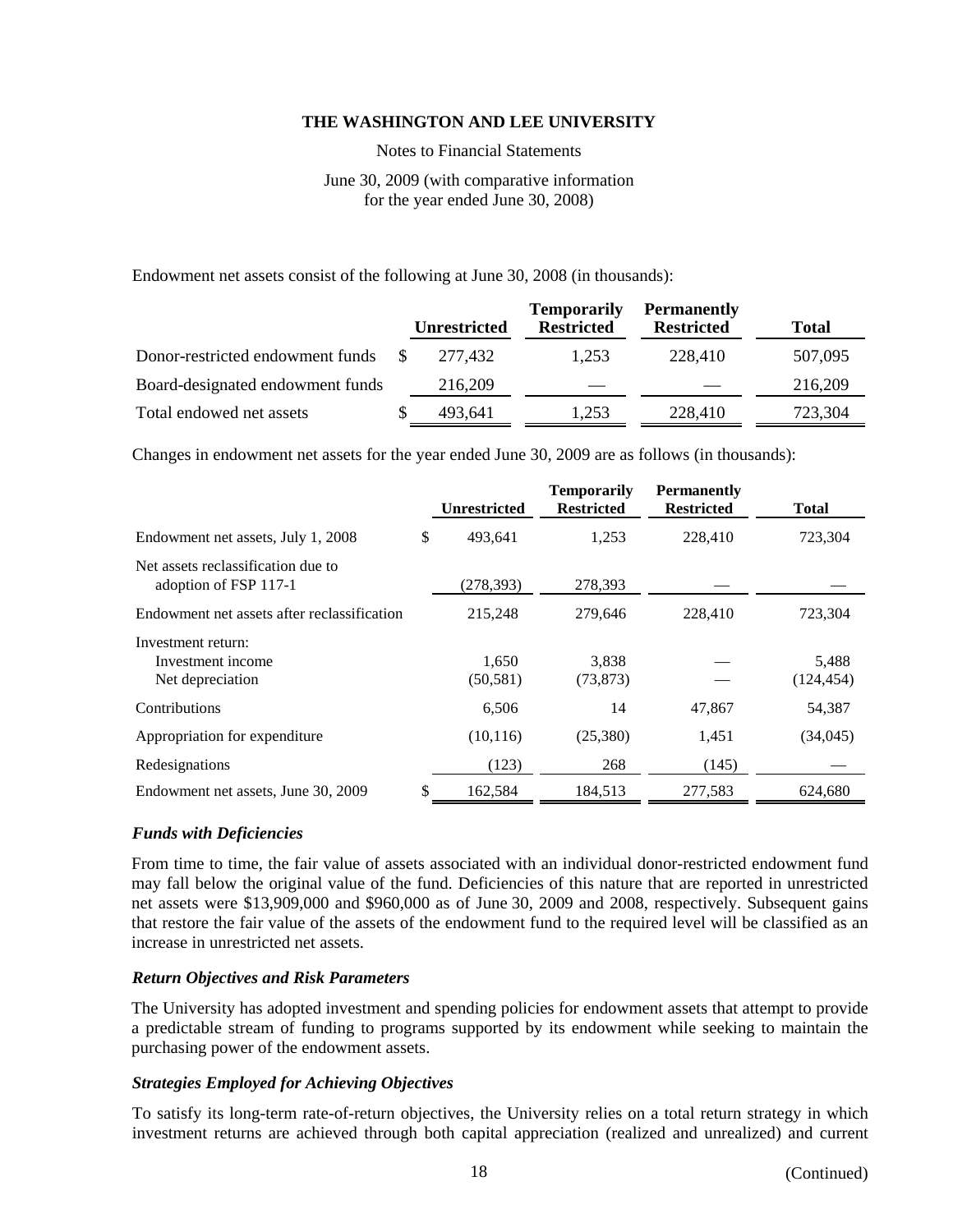Endowment net assets consist of the following at June 30, 2008 (in thousands):

| | Unrestricted | Temporarily Restricted | Permanently Restricted | Total |
|---|---|---|---|---|
| Donor-restricted endowment funds | $ 277,432 | 1,253 | 228,410 | 507,095 |
| Board-designated endowment funds | 216,209 | — | — | 216,209 |
| Total endowed net assets | $ 493,641 | 1,253 | 228,410 | 723,304 |

Changes in endowment net assets for the year ended June 30, 2009 are as follows (in thousands):

| | Unrestricted | Temporarily Restricted | Permanently Restricted | Total |
|---|---|---|---|---|
| Endowment net assets, July 1, 2008 | $ 493,641 | 1,253 | 228,410 | 723,304 |
| Net assets reclassification due to adoption of FSP 117-1 | (278,393) | 278,393 | — | — |
| Endowment net assets after reclassification | 215,248 | 279,646 | 228,410 | 723,304 |
| Investment return: | | | | |
| Investment income | 1,650 | 3,838 | — | 5,488 |
| Net depreciation | (50,581) | (73,873) | — | (124,454) |
| Contributions | 6,506 | 14 | 47,867 | 54,387 |
| Appropriation for expenditure | (10,116) | (25,380) | 1,451 | (34,045) |
| Redesignations | (123) | 268 | (145) | — |
| Endowment net assets, June 30, 2009 | $ 162,584 | 184,513 | 277,583 | 624,680 |

### *Funds with Deficiencies*

From time to time, the fair value of assets associated with an individual donor-restricted endowment fund may fall below the original value of the fund. Deficiencies of this nature that are reported in unrestricted net assets were $13,909,000 and $960,000 as of June 30, 2009 and 2008, respectively. Subsequent gains that restore the fair value of the assets of the endowment fund to the required level will be classified as an increase in unrestricted net assets.

### *Return Objectives and Risk Parameters*

The University has adopted investment and spending policies for endowment assets that attempt to provide a predictable stream of funding to programs supported by its endowment while seeking to maintain the purchasing power of the endowment assets.

### *Strategies Employed for Achieving Objectives*

To satisfy its long-term rate-of-return objectives, the University relies on a total return strategy in which investment returns are achieved through both capital appreciation (realized and unrealized) and current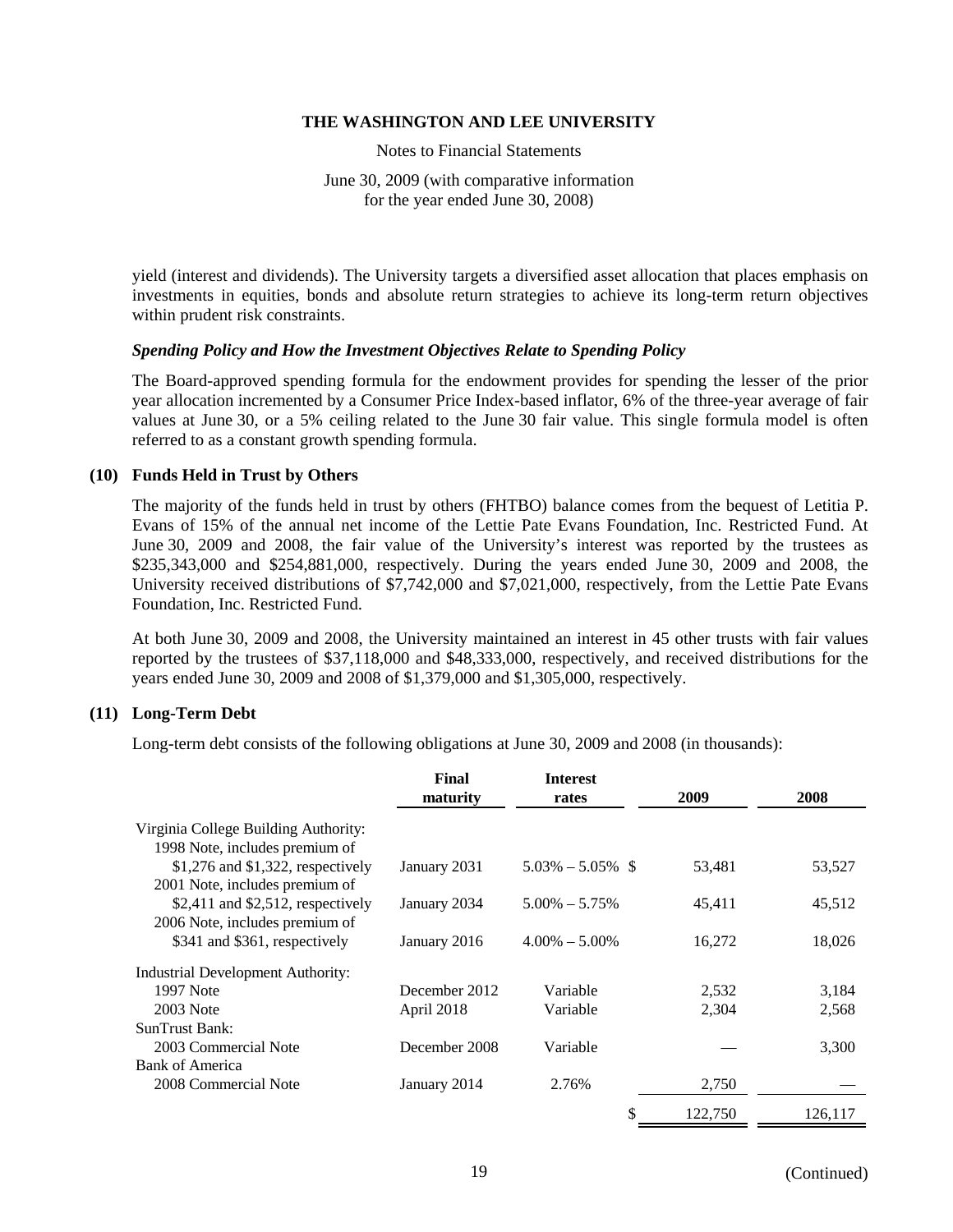yield (interest and dividends). The University targets a diversified asset allocation that places emphasis on investments in equities, bonds and absolute return strategies to achieve its long-term return objectives within prudent risk constraints.

***Spending Policy and How the Investment Objectives Relate to Spending Policy***

The Board-approved spending formula for the endowment provides for spending the lesser of the prior year allocation incremented by a Consumer Price Index-based inflator, 6% of the three-year average of fair values at June 30, or a 5% ceiling related to the June 30 fair value. This single formula model is often referred to as a constant growth spending formula.

## (10) Funds Held in Trust by Others

The majority of the funds held in trust by others (FHTBO) balance comes from the bequest of Letitia P. Evans of 15% of the annual net income of the Lettie Pate Evans Foundation, Inc. Restricted Fund. At June 30, 2009 and 2008, the fair value of the University's interest was reported by the trustees as $235,343,000 and $254,881,000, respectively. During the years ended June 30, 2009 and 2008, the University received distributions of $7,742,000 and $7,021,000, respectively, from the Lettie Pate Evans Foundation, Inc. Restricted Fund.

At both June 30, 2009 and 2008, the University maintained an interest in 45 other trusts with fair values reported by the trustees of $37,118,000 and $48,333,000, respectively, and received distributions for the years ended June 30, 2009 and 2008 of $1,379,000 and $1,305,000, respectively.

## (11) Long-Term Debt

Long-term debt consists of the following obligations at June 30, 2009 and 2008 (in thousands):

| | Final maturity | Interest rates | 2009 | 2008 |
|---|---|---|---|---|
| Virginia College Building Authority: | | | | |
| 1998 Note, includes premium of $1,276 and $1,322, respectively | January 2031 | 5.03% – 5.05% | $ 53,481 | 53,527 |
| 2001 Note, includes premium of $2,411 and $2,512, respectively | January 2034 | 5.00% – 5.75% | 45,411 | 45,512 |
| 2006 Note, includes premium of $341 and $361, respectively | January 2016 | 4.00% – 5.00% | 16,272 | 18,026 |
| Industrial Development Authority: | | | | |
| 1997 Note | December 2012 | Variable | 2,532 | 3,184 |
| 2003 Note | April 2018 | Variable | 2,304 | 2,568 |
| SunTrust Bank: | | | | |
| 2003 Commercial Note | December 2008 | Variable | — | 3,300 |
| Bank of America | | | | |
| 2008 Commercial Note | January 2014 | 2.76% | 2,750 | — |
| | | | $ 122,750 | 126,117 |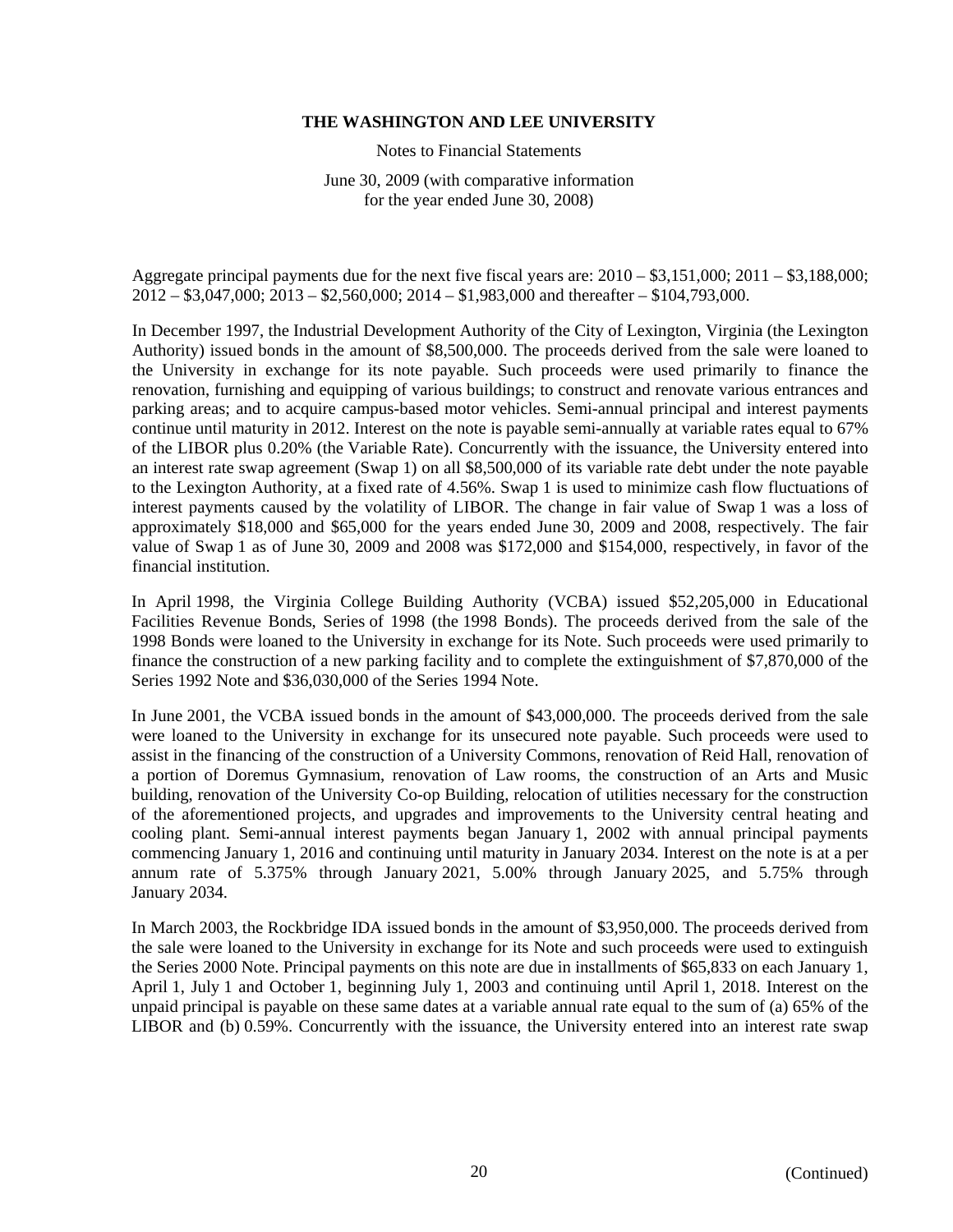Aggregate principal payments due for the next five fiscal years are: 2010 – $3,151,000; 2011 – $3,188,000; 2012 – $3,047,000; 2013 – $2,560,000; 2014 – $1,983,000 and thereafter – $104,793,000.

In December 1997, the Industrial Development Authority of the City of Lexington, Virginia (the Lexington Authority) issued bonds in the amount of $8,500,000. The proceeds derived from the sale were loaned to the University in exchange for its note payable. Such proceeds were used primarily to finance the renovation, furnishing and equipping of various buildings; to construct and renovate various entrances and parking areas; and to acquire campus-based motor vehicles. Semi-annual principal and interest payments continue until maturity in 2012. Interest on the note is payable semi-annually at variable rates equal to 67% of the LIBOR plus 0.20% (the Variable Rate). Concurrently with the issuance, the University entered into an interest rate swap agreement (Swap 1) on all $8,500,000 of its variable rate debt under the note payable to the Lexington Authority, at a fixed rate of 4.56%. Swap 1 is used to minimize cash flow fluctuations of interest payments caused by the volatility of LIBOR. The change in fair value of Swap 1 was a loss of approximately $18,000 and $65,000 for the years ended June 30, 2009 and 2008, respectively. The fair value of Swap 1 as of June 30, 2009 and 2008 was $172,000 and $154,000, respectively, in favor of the financial institution.

In April 1998, the Virginia College Building Authority (VCBA) issued $52,205,000 in Educational Facilities Revenue Bonds, Series of 1998 (the 1998 Bonds). The proceeds derived from the sale of the 1998 Bonds were loaned to the University in exchange for its Note. Such proceeds were used primarily to finance the construction of a new parking facility and to complete the extinguishment of $7,870,000 of the Series 1992 Note and $36,030,000 of the Series 1994 Note.

In June 2001, the VCBA issued bonds in the amount of $43,000,000. The proceeds derived from the sale were loaned to the University in exchange for its unsecured note payable. Such proceeds were used to assist in the financing of the construction of a University Commons, renovation of Reid Hall, renovation of a portion of Doremus Gymnasium, renovation of Law rooms, the construction of an Arts and Music building, renovation of the University Co-op Building, relocation of utilities necessary for the construction of the aforementioned projects, and upgrades and improvements to the University central heating and cooling plant. Semi-annual interest payments began January 1, 2002 with annual principal payments commencing January 1, 2016 and continuing until maturity in January 2034. Interest on the note is at a per annum rate of 5.375% through January 2021, 5.00% through January 2025, and 5.75% through January 2034.

In March 2003, the Rockbridge IDA issued bonds in the amount of $3,950,000. The proceeds derived from the sale were loaned to the University in exchange for its Note and such proceeds were used to extinguish the Series 2000 Note. Principal payments on this note are due in installments of $65,833 on each January 1, April 1, July 1 and October 1, beginning July 1, 2003 and continuing until April 1, 2018. Interest on the unpaid principal is payable on these same dates at a variable annual rate equal to the sum of (a) 65% of the LIBOR and (b) 0.59%. Concurrently with the issuance, the University entered into an interest rate swap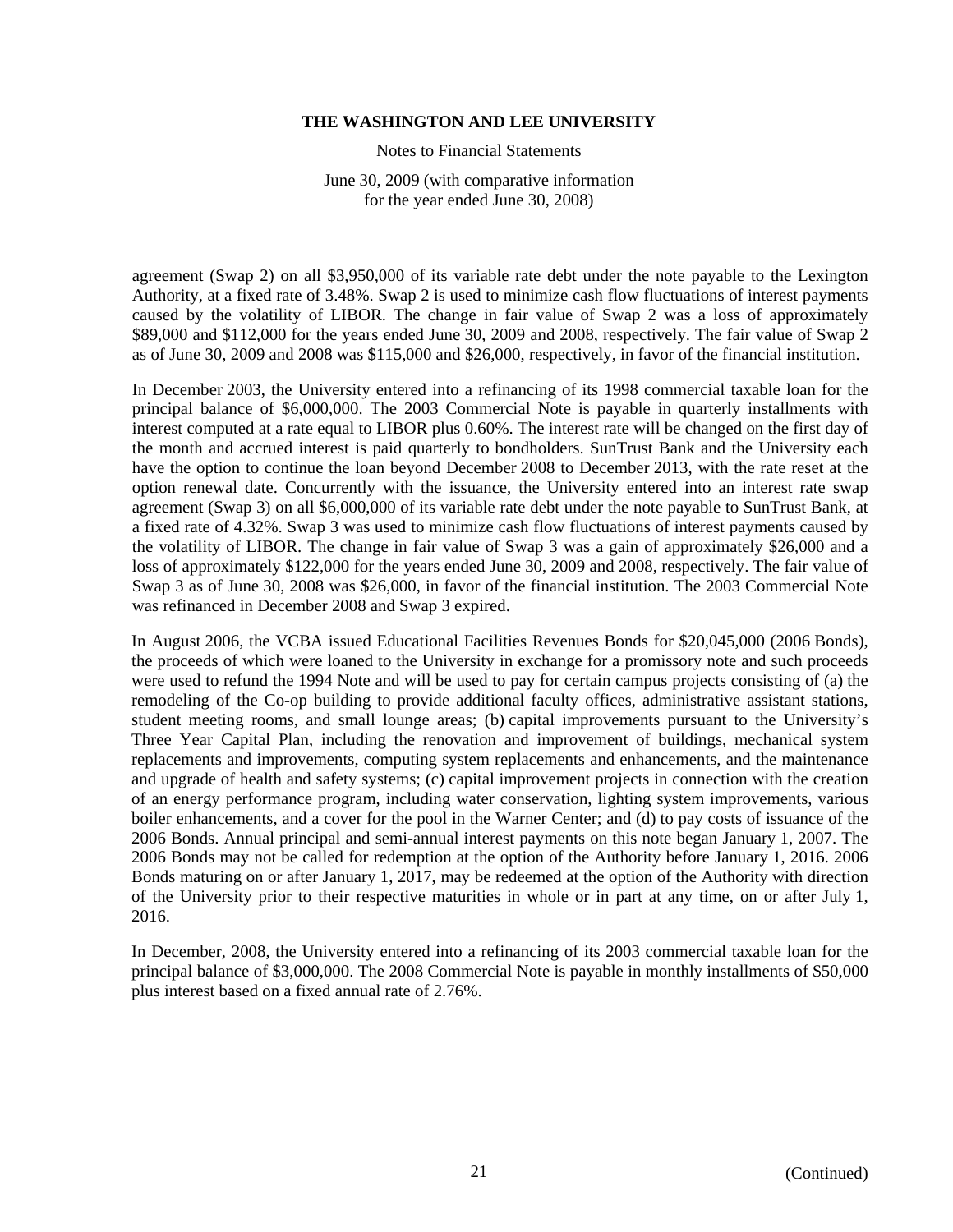agreement (Swap 2) on all $3,950,000 of its variable rate debt under the note payable to the Lexington Authority, at a fixed rate of 3.48%. Swap 2 is used to minimize cash flow fluctuations of interest payments caused by the volatility of LIBOR. The change in fair value of Swap 2 was a loss of approximately $89,000 and $112,000 for the years ended June 30, 2009 and 2008, respectively. The fair value of Swap 2 as of June 30, 2009 and 2008 was $115,000 and $26,000, respectively, in favor of the financial institution.

In December 2003, the University entered into a refinancing of its 1998 commercial taxable loan for the principal balance of $6,000,000. The 2003 Commercial Note is payable in quarterly installments with interest computed at a rate equal to LIBOR plus 0.60%. The interest rate will be changed on the first day of the month and accrued interest is paid quarterly to bondholders. SunTrust Bank and the University each have the option to continue the loan beyond December 2008 to December 2013, with the rate reset at the option renewal date. Concurrently with the issuance, the University entered into an interest rate swap agreement (Swap 3) on all $6,000,000 of its variable rate debt under the note payable to SunTrust Bank, at a fixed rate of 4.32%. Swap 3 was used to minimize cash flow fluctuations of interest payments caused by the volatility of LIBOR. The change in fair value of Swap 3 was a gain of approximately $26,000 and a loss of approximately $122,000 for the years ended June 30, 2009 and 2008, respectively. The fair value of Swap 3 as of June 30, 2008 was $26,000, in favor of the financial institution. The 2003 Commercial Note was refinanced in December 2008 and Swap 3 expired.

In August 2006, the VCBA issued Educational Facilities Revenues Bonds for $20,045,000 (2006 Bonds), the proceeds of which were loaned to the University in exchange for a promissory note and such proceeds were used to refund the 1994 Note and will be used to pay for certain campus projects consisting of (a) the remodeling of the Co-op building to provide additional faculty offices, administrative assistant stations, student meeting rooms, and small lounge areas; (b) capital improvements pursuant to the University's Three Year Capital Plan, including the renovation and improvement of buildings, mechanical system replacements and improvements, computing system replacements and enhancements, and the maintenance and upgrade of health and safety systems; (c) capital improvement projects in connection with the creation of an energy performance program, including water conservation, lighting system improvements, various boiler enhancements, and a cover for the pool in the Warner Center; and (d) to pay costs of issuance of the 2006 Bonds. Annual principal and semi-annual interest payments on this note began January 1, 2007. The 2006 Bonds may not be called for redemption at the option of the Authority before January 1, 2016. 2006 Bonds maturing on or after January 1, 2017, may be redeemed at the option of the Authority with direction of the University prior to their respective maturities in whole or in part at any time, on or after July 1, 2016.

In December, 2008, the University entered into a refinancing of its 2003 commercial taxable loan for the principal balance of $3,000,000. The 2008 Commercial Note is payable in monthly installments of $50,000 plus interest based on a fixed annual rate of 2.76%.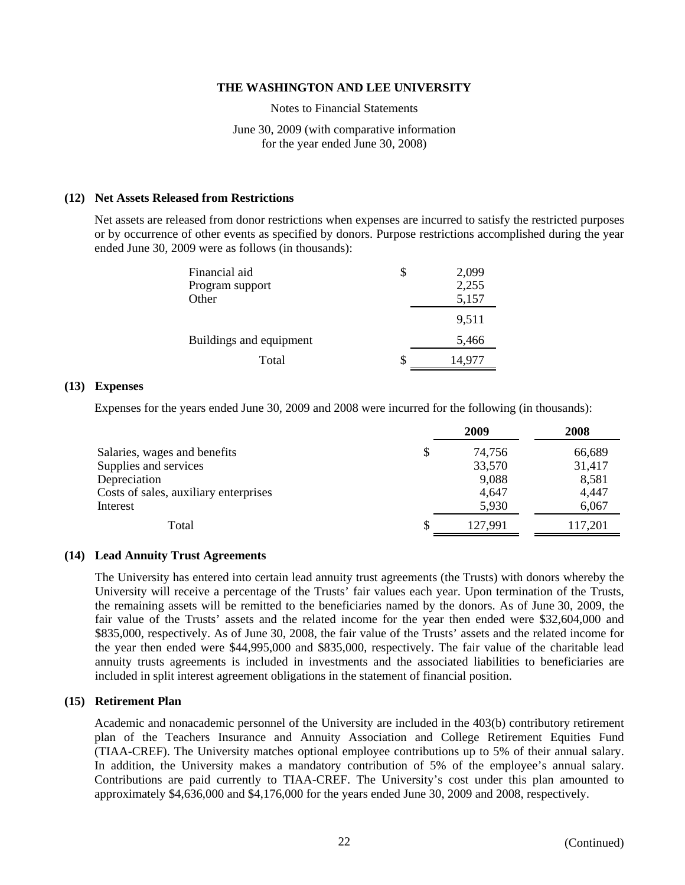THE WASHINGTON AND LEE UNIVERSITY

Notes to Financial Statements

June 30, 2009 (with comparative information for the year ended June 30, 2008)

## (12) Net Assets Released from Restrictions

Net assets are released from donor restrictions when expenses are incurred to satisfy the restricted purposes or by occurrence of other events as specified by donors. Purpose restrictions accomplished during the year ended June 30, 2009 were as follows (in thousands):

| | |
|---|---|
| Financial aid | $ 2,099 |
| Program support | 2,255 |
| Other | 5,157 |
| | 9,511 |
| Buildings and equipment | 5,466 |
| Total | $ 14,977 |

## (13) Expenses

Expenses for the years ended June 30, 2009 and 2008 were incurred for the following (in thousands):

| | 2009 | 2008 |
|---|---|---|
| Salaries, wages and benefits | $ 74,756 | 66,689 |
| Supplies and services | 33,570 | 31,417 |
| Depreciation | 9,088 | 8,581 |
| Costs of sales, auxiliary enterprises | 4,647 | 4,447 |
| Interest | 5,930 | 6,067 |
| Total | $ 127,991 | 117,201 |

## (14) Lead Annuity Trust Agreements

The University has entered into certain lead annuity trust agreements (the Trusts) with donors whereby the University will receive a percentage of the Trusts' fair values each year. Upon termination of the Trusts, the remaining assets will be remitted to the beneficiaries named by the donors. As of June 30, 2009, the fair value of the Trusts' assets and the related income for the year then ended were $32,604,000 and $835,000, respectively. As of June 30, 2008, the fair value of the Trusts' assets and the related income for the year then ended were $44,995,000 and $835,000, respectively. The fair value of the charitable lead annuity trusts agreements is included in investments and the associated liabilities to beneficiaries are included in split interest agreement obligations in the statement of financial position.

## (15) Retirement Plan

Academic and nonacademic personnel of the University are included in the 403(b) contributory retirement plan of the Teachers Insurance and Annuity Association and College Retirement Equities Fund (TIAA-CREF). The University matches optional employee contributions up to 5% of their annual salary. In addition, the University makes a mandatory contribution of 5% of the employee's annual salary. Contributions are paid currently to TIAA-CREF. The University's cost under this plan amounted to approximately $4,636,000 and $4,176,000 for the years ended June 30, 2009 and 2008, respectively.

(Continued)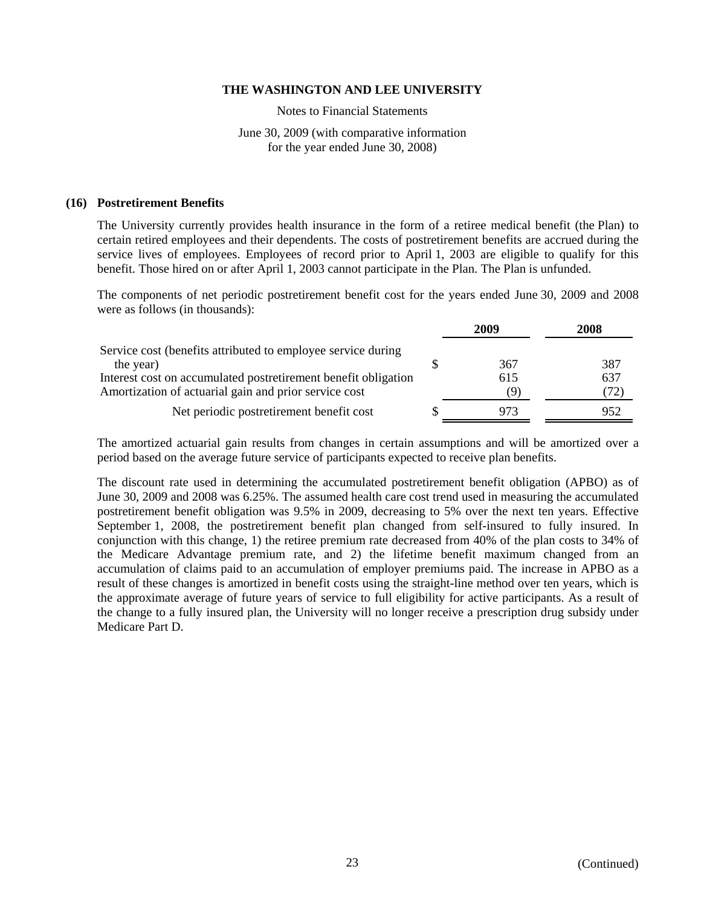THE WASHINGTON AND LEE UNIVERSITY

Notes to Financial Statements

June 30, 2009 (with comparative information for the year ended June 30, 2008)

## (16) Postretirement Benefits

The University currently provides health insurance in the form of a retiree medical benefit (the Plan) to certain retired employees and their dependents. The costs of postretirement benefits are accrued during the service lives of employees. Employees of record prior to April 1, 2003 are eligible to qualify for this benefit. Those hired on or after April 1, 2003 cannot participate in the Plan. The Plan is unfunded.

The components of net periodic postretirement benefit cost for the years ended June 30, 2009 and 2008 were as follows (in thousands):

| | 2009 | 2008 |
|---|---|---|
| Service cost (benefits attributed to employee service during the year) | $ 367 | 387 |
| Interest cost on accumulated postretirement benefit obligation | 615 | 637 |
| Amortization of actuarial gain and prior service cost | (9) | (72) |
| Net periodic postretirement benefit cost | $ 973 | 952 |

The amortized actuarial gain results from changes in certain assumptions and will be amortized over a period based on the average future service of participants expected to receive plan benefits.

The discount rate used in determining the accumulated postretirement benefit obligation (APBO) as of June 30, 2009 and 2008 was 6.25%. The assumed health care cost trend used in measuring the accumulated postretirement benefit obligation was 9.5% in 2009, decreasing to 5% over the next ten years. Effective September 1, 2008, the postretirement benefit plan changed from self-insured to fully insured. In conjunction with this change, 1) the retiree premium rate decreased from 40% of the plan costs to 34% of the Medicare Advantage premium rate, and 2) the lifetime benefit maximum changed from an accumulation of claims paid to an accumulation of employer premiums paid. The increase in APBO as a result of these changes is amortized in benefit costs using the straight-line method over ten years, which is the approximate average of future years of service to full eligibility for active participants. As a result of the change to a fully insured plan, the University will no longer receive a prescription drug subsidy under Medicare Part D.

(Continued)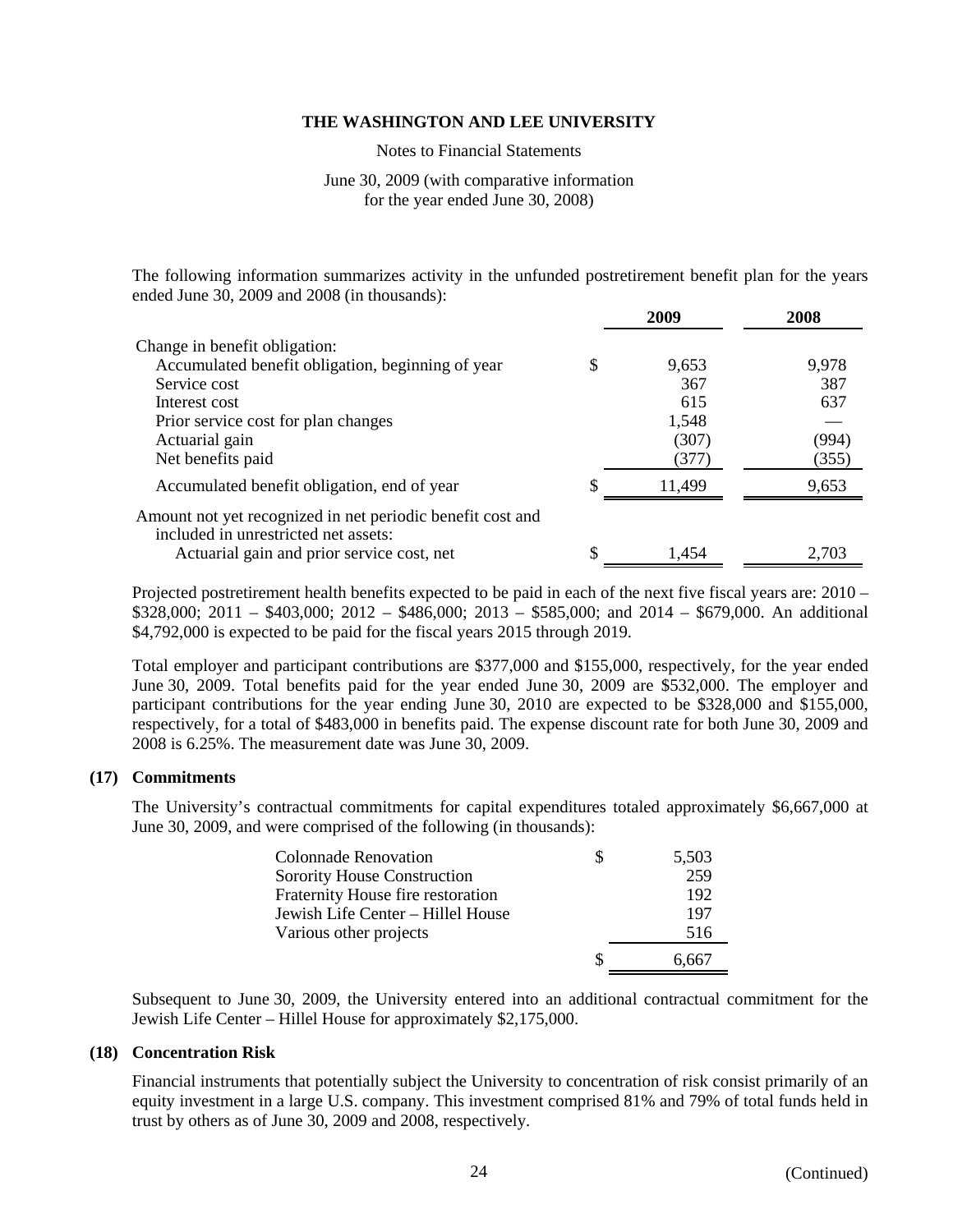The following information summarizes activity in the unfunded postretirement benefit plan for the years ended June 30, 2009 and 2008 (in thousands):

| | 2009 | 2008 |
|---|---|---|
| Change in benefit obligation: | | |
| Accumulated benefit obligation, beginning of year | $ 9,653 | 9,978 |
| Service cost | 367 | 387 |
| Interest cost | 615 | 637 |
| Prior service cost for plan changes | 1,548 | — |
| Actuarial gain | (307) | (994) |
| Net benefits paid | (377) | (355) |
| Accumulated benefit obligation, end of year | $ 11,499 | 9,653 |
| Amount not yet recognized in net periodic benefit cost and included in unrestricted net assets: | | |
| Actuarial gain and prior service cost, net | $ 1,454 | 2,703 |

Projected postretirement health benefits expected to be paid in each of the next five fiscal years are: 2010 – \$328,000; 2011 – \$403,000; 2012 – \$486,000; 2013 – \$585,000; and 2014 – \$679,000. An additional \$4,792,000 is expected to be paid for the fiscal years 2015 through 2019.

Total employer and participant contributions are \$377,000 and \$155,000, respectively, for the year ended June 30, 2009. Total benefits paid for the year ended June 30, 2009 are \$532,000. The employer and participant contributions for the year ending June 30, 2010 are expected to be \$328,000 and \$155,000, respectively, for a total of \$483,000 in benefits paid. The expense discount rate for both June 30, 2009 and 2008 is 6.25%. The measurement date was June 30, 2009.

## (17) Commitments

The University's contractual commitments for capital expenditures totaled approximately \$6,667,000 at June 30, 2009, and were comprised of the following (in thousands):

| | |
|---|---|
| Colonnade Renovation | $ 5,503 |
| Sorority House Construction | 259 |
| Fraternity House fire restoration | 192 |
| Jewish Life Center – Hillel House | 197 |
| Various other projects | 516 |
| | $ 6,667 |

Subsequent to June 30, 2009, the University entered into an additional contractual commitment for the Jewish Life Center – Hillel House for approximately \$2,175,000.

## (18) Concentration Risk

Financial instruments that potentially subject the University to concentration of risk consist primarily of an equity investment in a large U.S. company. This investment comprised 81% and 79% of total funds held in trust by others as of June 30, 2009 and 2008, respectively.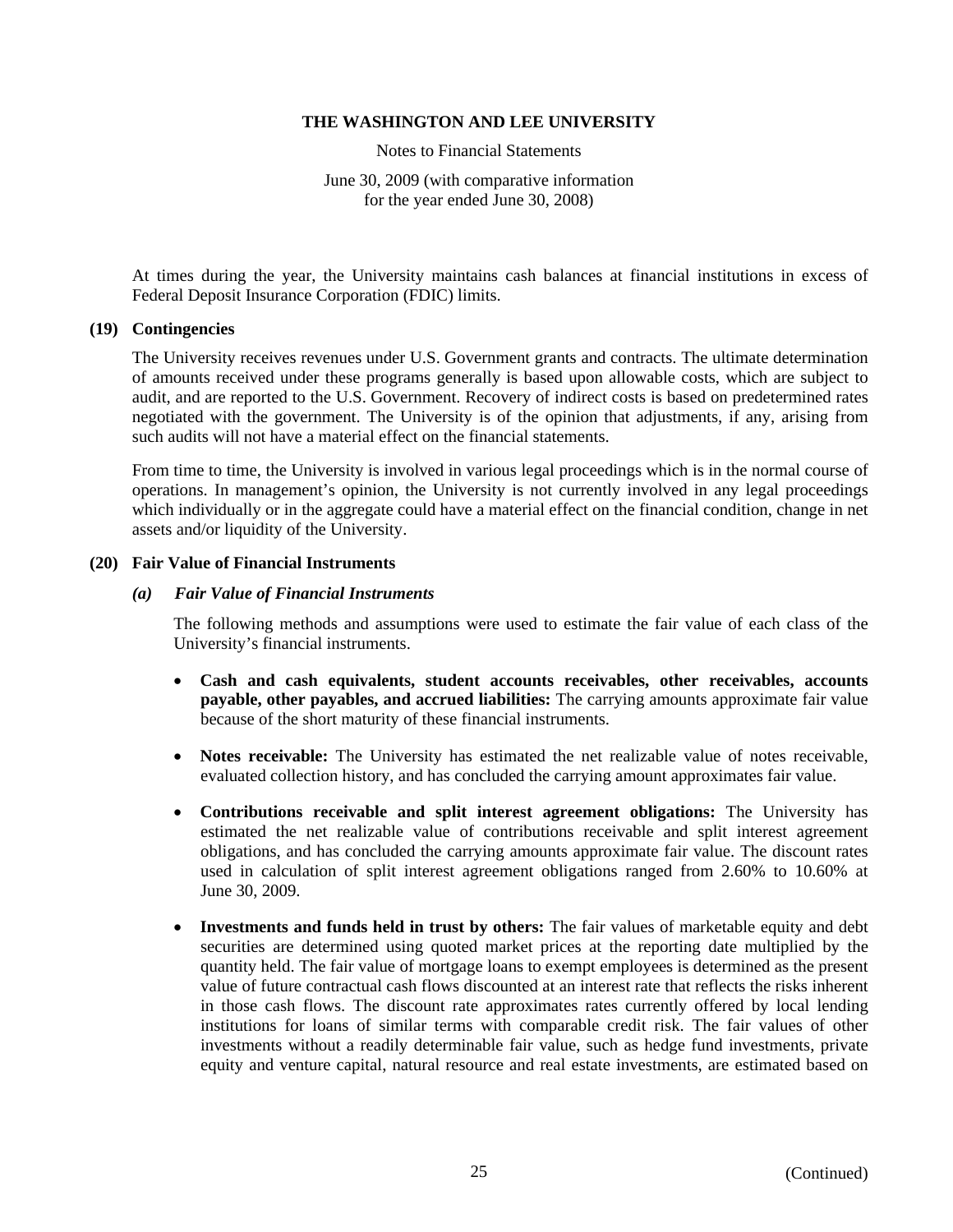At times during the year, the University maintains cash balances at financial institutions in excess of Federal Deposit Insurance Corporation (FDIC) limits.

## (19) Contingencies

The University receives revenues under U.S. Government grants and contracts. The ultimate determination of amounts received under these programs generally is based upon allowable costs, which are subject to audit, and are reported to the U.S. Government. Recovery of indirect costs is based on predetermined rates negotiated with the government. The University is of the opinion that adjustments, if any, arising from such audits will not have a material effect on the financial statements.

From time to time, the University is involved in various legal proceedings which is in the normal course of operations. In management's opinion, the University is not currently involved in any legal proceedings which individually or in the aggregate could have a material effect on the financial condition, change in net assets and/or liquidity of the University.

## (20) Fair Value of Financial Instruments

### *(a) Fair Value of Financial Instruments*

The following methods and assumptions were used to estimate the fair value of each class of the University's financial instruments.

- **Cash and cash equivalents, student accounts receivables, other receivables, accounts payable, other payables, and accrued liabilities:** The carrying amounts approximate fair value because of the short maturity of these financial instruments.

- **Notes receivable:** The University has estimated the net realizable value of notes receivable, evaluated collection history, and has concluded the carrying amount approximates fair value.

- **Contributions receivable and split interest agreement obligations:** The University has estimated the net realizable value of contributions receivable and split interest agreement obligations, and has concluded the carrying amounts approximate fair value. The discount rates used in calculation of split interest agreement obligations ranged from 2.60% to 10.60% at June 30, 2009.

- **Investments and funds held in trust by others:** The fair values of marketable equity and debt securities are determined using quoted market prices at the reporting date multiplied by the quantity held. The fair value of mortgage loans to exempt employees is determined as the present value of future contractual cash flows discounted at an interest rate that reflects the risks inherent in those cash flows. The discount rate approximates rates currently offered by local lending institutions for loans of similar terms with comparable credit risk. The fair values of other investments without a readily determinable fair value, such as hedge fund investments, private equity and venture capital, natural resource and real estate investments, are estimated based on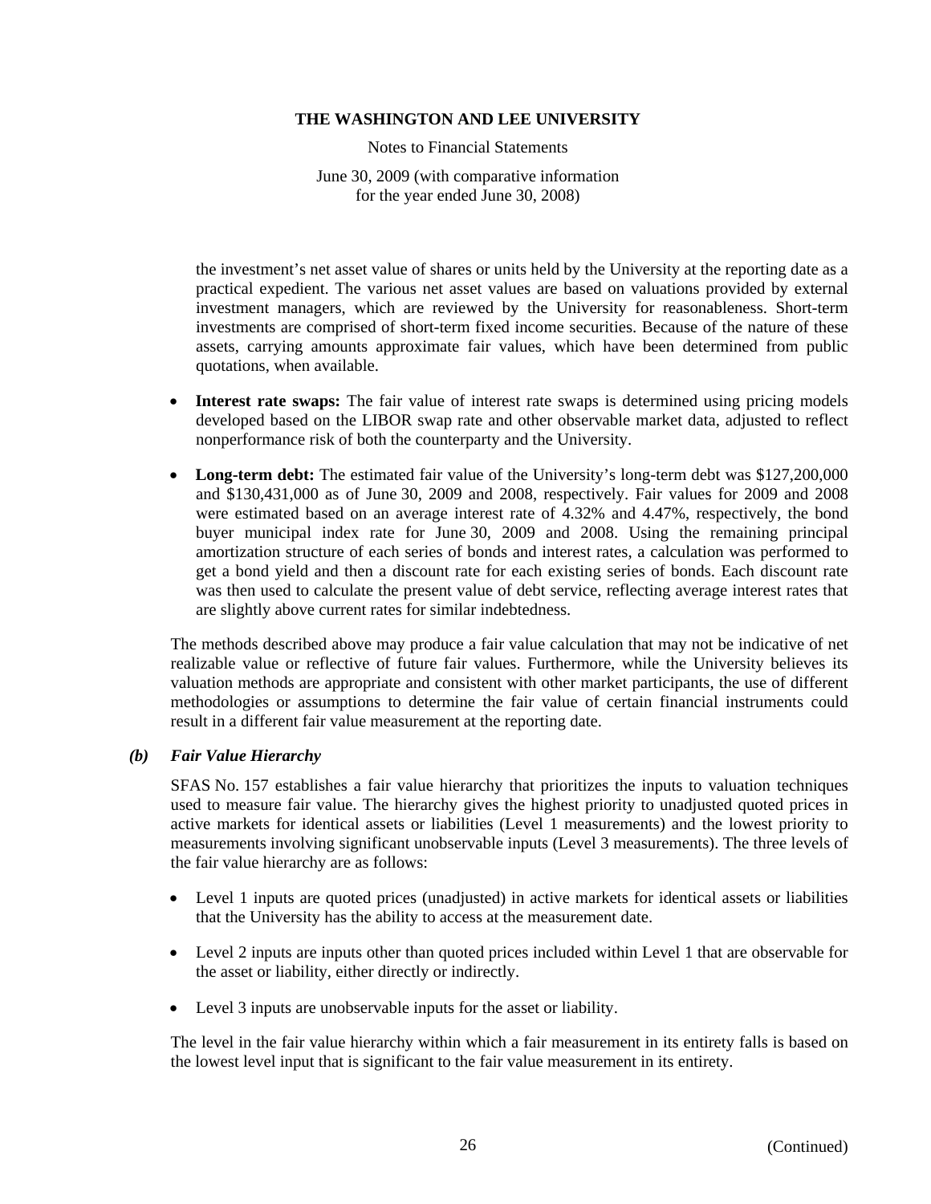the investment's net asset value of shares or units held by the University at the reporting date as a practical expedient. The various net asset values are based on valuations provided by external investment managers, which are reviewed by the University for reasonableness. Short-term investments are comprised of short-term fixed income securities. Because of the nature of these assets, carrying amounts approximate fair values, which have been determined from public quotations, when available.

- **Interest rate swaps:** The fair value of interest rate swaps is determined using pricing models developed based on the LIBOR swap rate and other observable market data, adjusted to reflect nonperformance risk of both the counterparty and the University.
- **Long-term debt:** The estimated fair value of the University's long-term debt was $127,200,000 and $130,431,000 as of June 30, 2009 and 2008, respectively. Fair values for 2009 and 2008 were estimated based on an average interest rate of 4.32% and 4.47%, respectively, the bond buyer municipal index rate for June 30, 2009 and 2008. Using the remaining principal amortization structure of each series of bonds and interest rates, a calculation was performed to get a bond yield and then a discount rate for each existing series of bonds. Each discount rate was then used to calculate the present value of debt service, reflecting average interest rates that are slightly above current rates for similar indebtedness.

The methods described above may produce a fair value calculation that may not be indicative of net realizable value or reflective of future fair values. Furthermore, while the University believes its valuation methods are appropriate and consistent with other market participants, the use of different methodologies or assumptions to determine the fair value of certain financial instruments could result in a different fair value measurement at the reporting date.

### *(b) Fair Value Hierarchy*

SFAS No. 157 establishes a fair value hierarchy that prioritizes the inputs to valuation techniques used to measure fair value. The hierarchy gives the highest priority to unadjusted quoted prices in active markets for identical assets or liabilities (Level 1 measurements) and the lowest priority to measurements involving significant unobservable inputs (Level 3 measurements). The three levels of the fair value hierarchy are as follows:

- Level 1 inputs are quoted prices (unadjusted) in active markets for identical assets or liabilities that the University has the ability to access at the measurement date.
- Level 2 inputs are inputs other than quoted prices included within Level 1 that are observable for the asset or liability, either directly or indirectly.
- Level 3 inputs are unobservable inputs for the asset or liability.

The level in the fair value hierarchy within which a fair measurement in its entirety falls is based on the lowest level input that is significant to the fair value measurement in its entirety.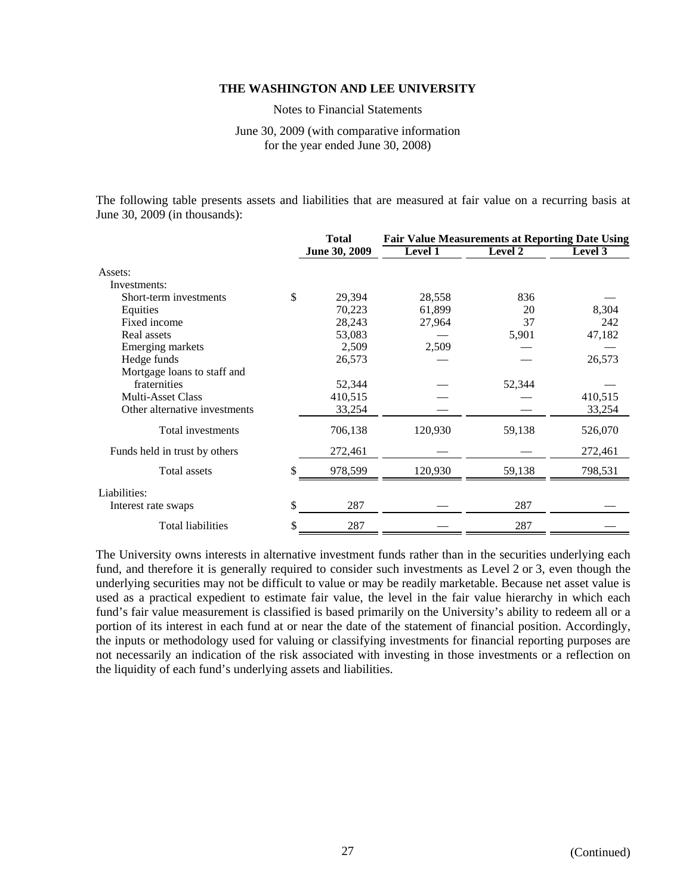The following table presents assets and liabilities that are measured at fair value on a recurring basis at June 30, 2009 (in thousands):

| | Total | Fair Value Measurements at Reporting Date Using | | |
|---|---|---|---|---|
| | June 30, 2009 | Level 1 | Level 2 | Level 3 |
| Assets: | | | | |
| Investments: | | | | |
| Short-term investments | $ 29,394 | 28,558 | 836 | — |
| Equities | 70,223 | 61,899 | 20 | 8,304 |
| Fixed income | 28,243 | 27,964 | 37 | 242 |
| Real assets | 53,083 | — | 5,901 | 47,182 |
| Emerging markets | 2,509 | 2,509 | — | — |
| Hedge funds | 26,573 | — | — | 26,573 |
| Mortgage loans to staff and fraternities | 52,344 | — | 52,344 | — |
| Multi-Asset Class | 410,515 | — | — | 410,515 |
| Other alternative investments | 33,254 | — | — | 33,254 |
| Total investments | 706,138 | 120,930 | 59,138 | 526,070 |
| Funds held in trust by others | 272,461 | — | — | 272,461 |
| Total assets | $ 978,599 | 120,930 | 59,138 | 798,531 |
| Liabilities: | | | | |
| Interest rate swaps | $ 287 | — | 287 | — |
| Total liabilities | $ 287 | — | 287 | — |

The University owns interests in alternative investment funds rather than in the securities underlying each fund, and therefore it is generally required to consider such investments as Level 2 or 3, even though the underlying securities may not be difficult to value or may be readily marketable. Because net asset value is used as a practical expedient to estimate fair value, the level in the fair value hierarchy in which each fund's fair value measurement is classified is based primarily on the University's ability to redeem all or a portion of its interest in each fund at or near the date of the statement of financial position. Accordingly, the inputs or methodology used for valuing or classifying investments for financial reporting purposes are not necessarily an indication of the risk associated with investing in those investments or a reflection on the liquidity of each fund's underlying assets and liabilities.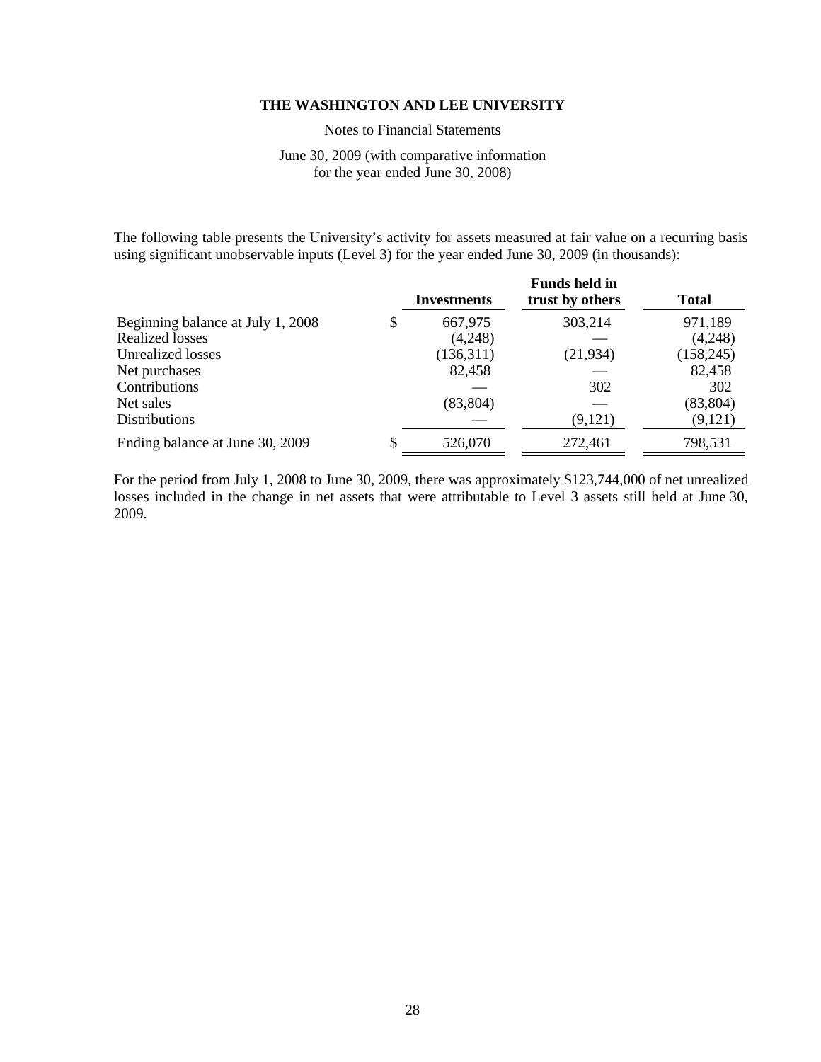**THE WASHINGTON AND LEE UNIVERSITY**

Notes to Financial Statements

June 30, 2009 (with comparative information for the year ended June 30, 2008)

The following table presents the University's activity for assets measured at fair value on a recurring basis using significant unobservable inputs (Level 3) for the year ended June 30, 2009 (in thousands):

| | Investments | Funds held in trust by others | Total |
|---|---|---|---|
| Beginning balance at July 1, 2008 | $ 667,975 | 303,214 | 971,189 |
| Realized losses | (4,248) | — | (4,248) |
| Unrealized losses | (136,311) | (21,934) | (158,245) |
| Net purchases | 82,458 | — | 82,458 |
| Contributions | — | 302 | 302 |
| Net sales | (83,804) | — | (83,804) |
| Distributions | — | (9,121) | (9,121) |
| Ending balance at June 30, 2009 | $ 526,070 | 272,461 | 798,531 |

For the period from July 1, 2008 to June 30, 2009, there was approximately $123,744,000 of net unrealized losses included in the change in net assets that were attributable to Level 3 assets still held at June 30, 2009.